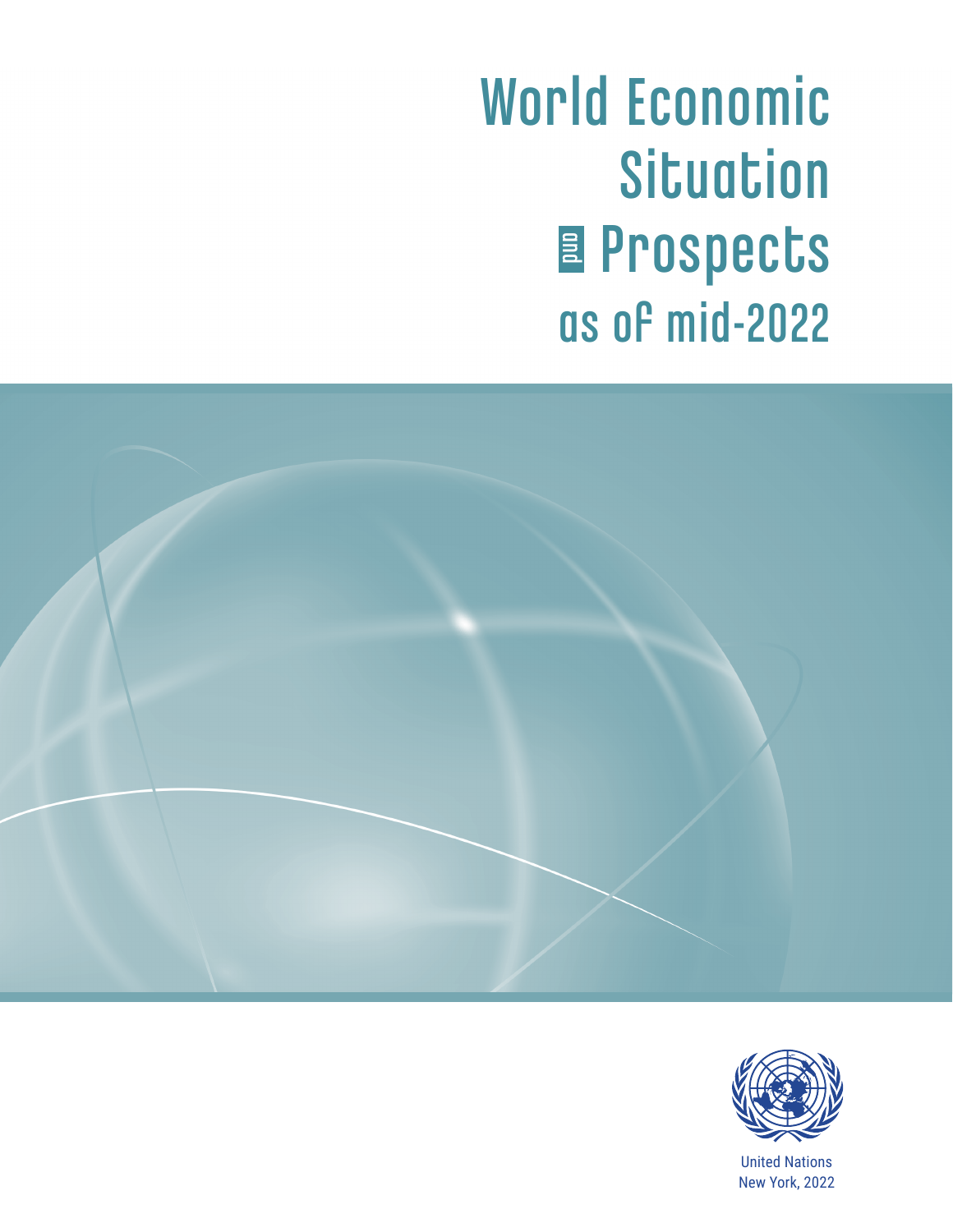# World Economic Situation and Prospects as of mid-2022

United Nations
New York, 2022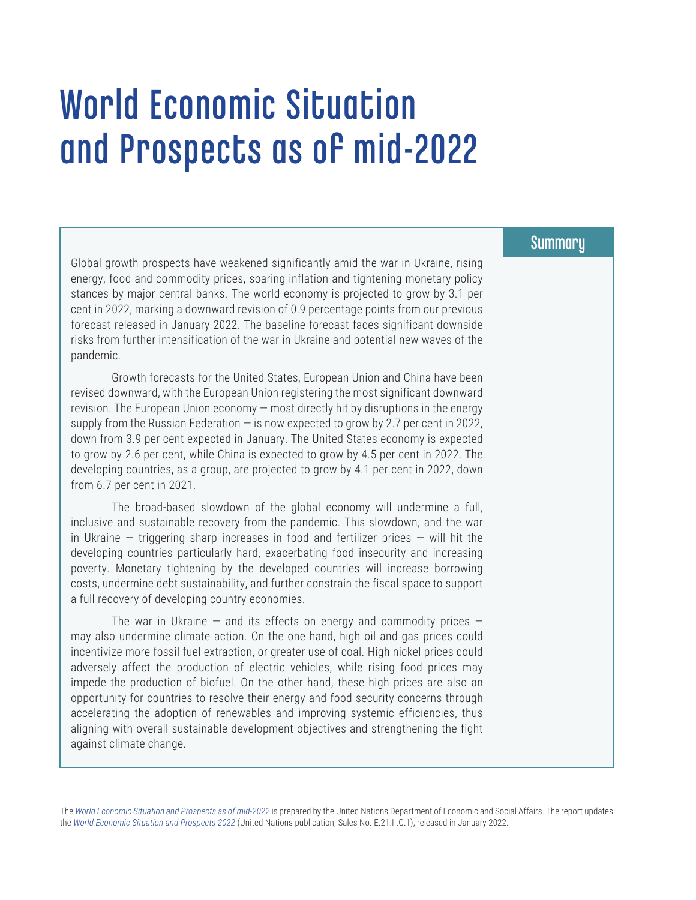# World Economic Situation and Prospects as of mid-2022

## Summary

Global growth prospects have weakened significantly amid the war in Ukraine, rising energy, food and commodity prices, soaring inflation and tightening monetary policy stances by major central banks. The world economy is projected to grow by 3.1 per cent in 2022, marking a downward revision of 0.9 percentage points from our previous forecast released in January 2022. The baseline forecast faces significant downside risks from further intensification of the war in Ukraine and potential new waves of the pandemic.

Growth forecasts for the United States, European Union and China have been revised downward, with the European Union registering the most significant downward revision. The European Union economy — most directly hit by disruptions in the energy supply from the Russian Federation — is now expected to grow by 2.7 per cent in 2022, down from 3.9 per cent expected in January. The United States economy is expected to grow by 2.6 per cent, while China is expected to grow by 4.5 per cent in 2022. The developing countries, as a group, are projected to grow by 4.1 per cent in 2022, down from 6.7 per cent in 2021.

The broad-based slowdown of the global economy will undermine a full, inclusive and sustainable recovery from the pandemic. This slowdown, and the war in Ukraine — triggering sharp increases in food and fertilizer prices — will hit the developing countries particularly hard, exacerbating food insecurity and increasing poverty. Monetary tightening by the developed countries will increase borrowing costs, undermine debt sustainability, and further constrain the fiscal space to support a full recovery of developing country economies.

The war in Ukraine — and its effects on energy and commodity prices — may also undermine climate action. On the one hand, high oil and gas prices could incentivize more fossil fuel extraction, or greater use of coal. High nickel prices could adversely affect the production of electric vehicles, while rising food prices may impede the production of biofuel. On the other hand, these high prices are also an opportunity for countries to resolve their energy and food security concerns through accelerating the adoption of renewables and improving systemic efficiencies, thus aligning with overall sustainable development objectives and strengthening the fight against climate change.

The *World Economic Situation and Prospects as of mid-2022* is prepared by the United Nations Department of Economic and Social Affairs. The report updates the *World Economic Situation and Prospects 2022* (United Nations publication, Sales No. E.21.II.C.1), released in January 2022.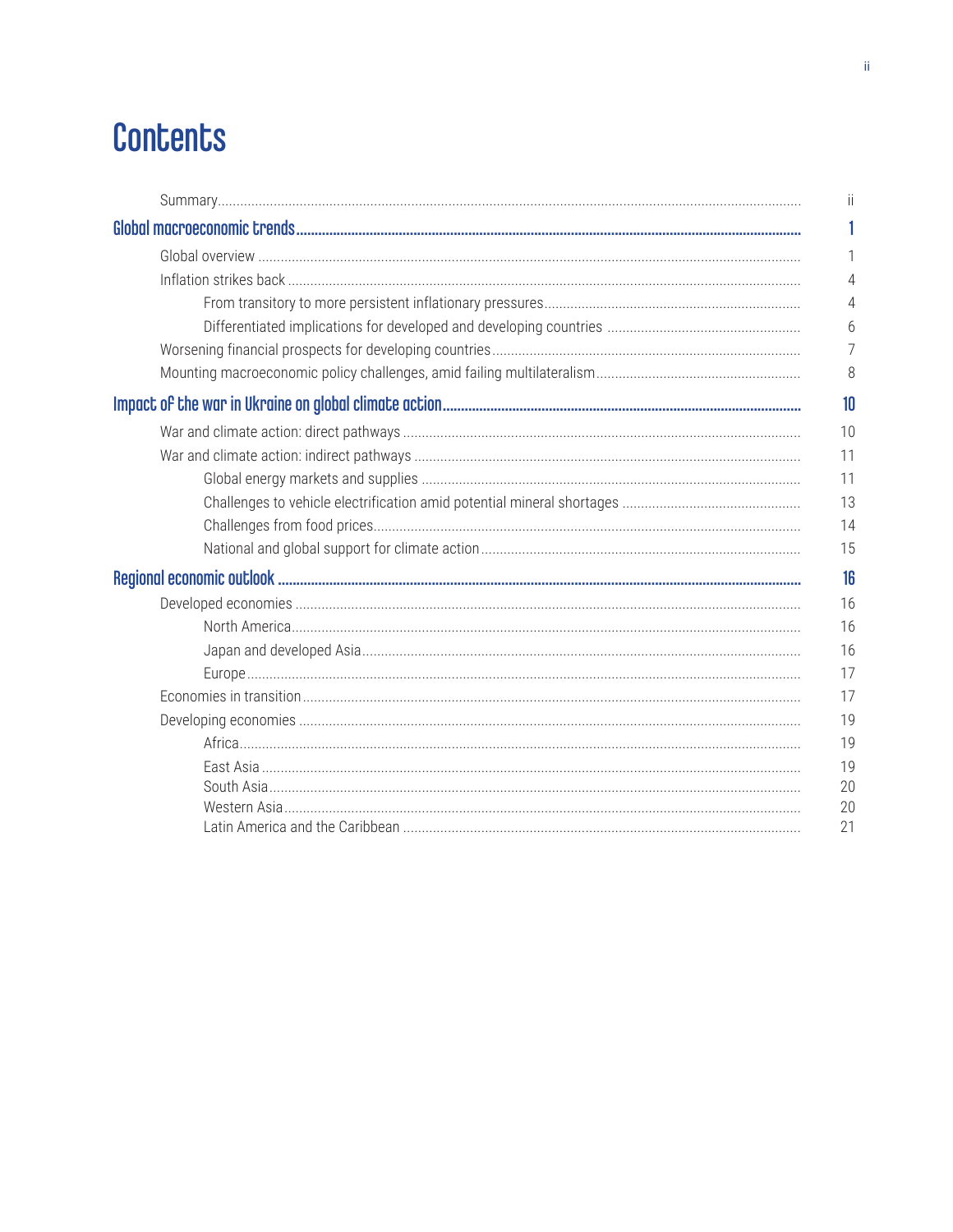# Contents

| | |
|---|---|
| Summary | ii |
| **Global macroeconomic trends** | **1** |
| Global overview | 1 |
| Inflation strikes back | 4 |
| From transitory to more persistent inflationary pressures | 4 |
| Differentiated implications for developed and developing countries | 6 |
| Worsening financial prospects for developing countries | 7 |
| Mounting macroeconomic policy challenges, amid failing multilateralism | 8 |
| **Impact of the war in Ukraine on global climate action** | **10** |
| War and climate action: direct pathways | 10 |
| War and climate action: indirect pathways | 11 |
| Global energy markets and supplies | 11 |
| Challenges to vehicle electrification amid potential mineral shortages | 13 |
| Challenges from food prices | 14 |
| National and global support for climate action | 15 |
| **Regional economic outlook** | **16** |
| Developed economies | 16 |
| North America | 16 |
| Japan and developed Asia | 16 |
| Europe | 17 |
| Economies in transition | 17 |
| Developing economies | 19 |
| Africa | 19 |
| East Asia | 19 |
| South Asia | 20 |
| Western Asia | 20 |
| Latin America and the Caribbean | 21 |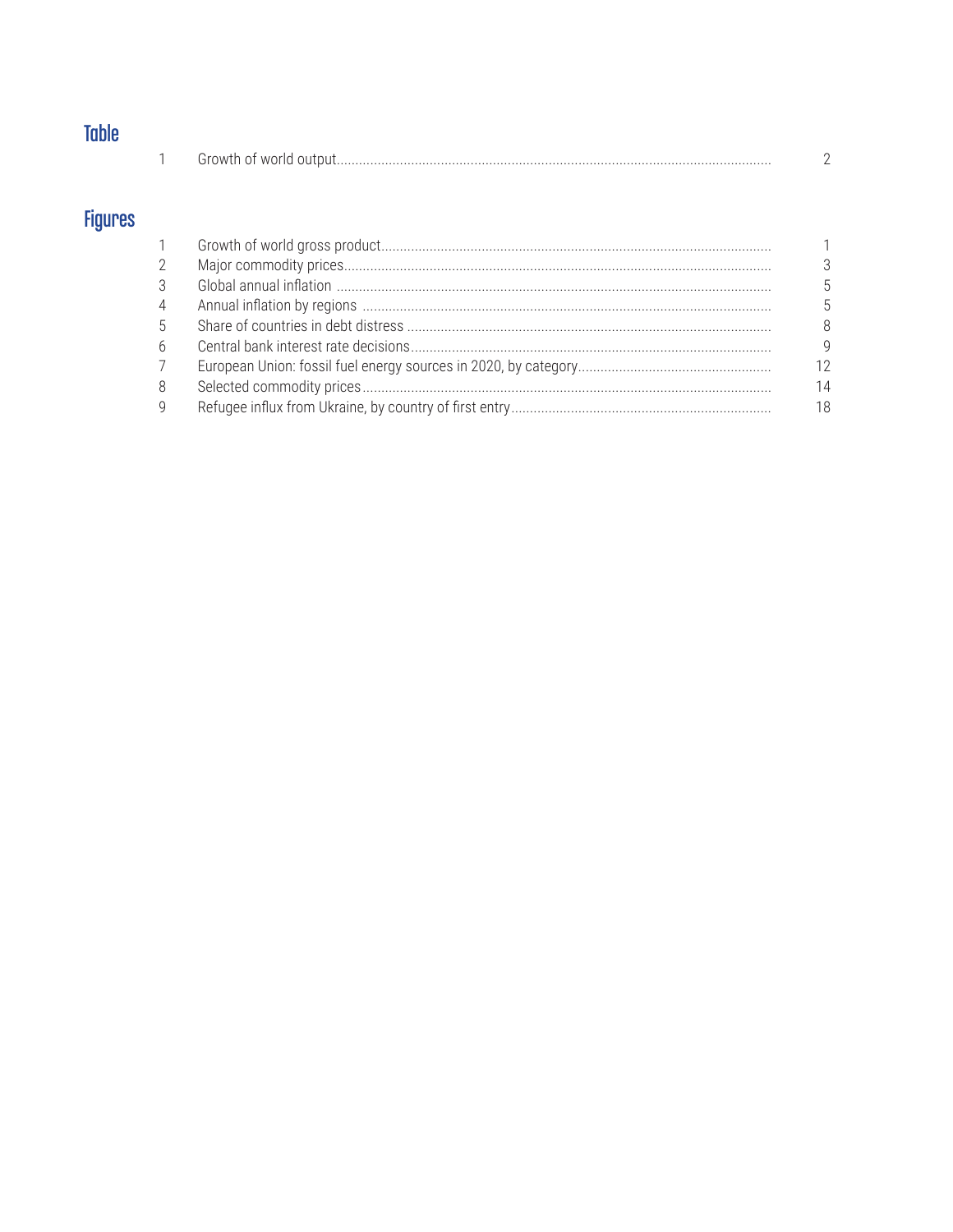## Table

| | | |
|---|---|---|
| 1 | Growth of world output | 2 |

## Figures

| | | |
|---|---|---|
| 1 | Growth of world gross product | 1 |
| 2 | Major commodity prices | 3 |
| 3 | Global annual inflation | 5 |
| 4 | Annual inflation by regions | 5 |
| 5 | Share of countries in debt distress | 8 |
| 6 | Central bank interest rate decisions | 9 |
| 7 | European Union: fossil fuel energy sources in 2020, by category | 12 |
| 8 | Selected commodity prices | 14 |
| 9 | Refugee influx from Ukraine, by country of first entry | 18 |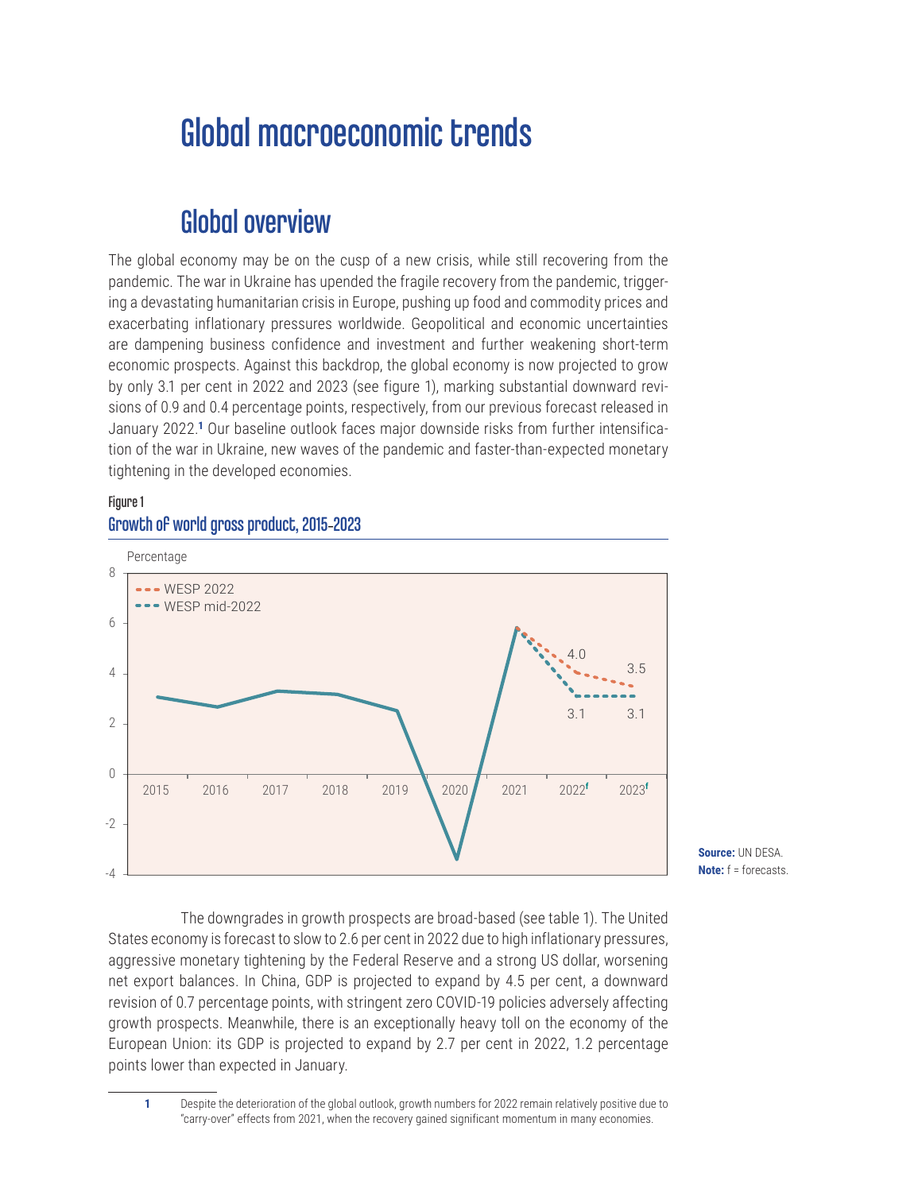# Global macroeconomic trends

## Global overview

The global economy may be on the cusp of a new crisis, while still recovering from the pandemic. The war in Ukraine has upended the fragile recovery from the pandemic, triggering a devastating humanitarian crisis in Europe, pushing up food and commodity prices and exacerbating inflationary pressures worldwide. Geopolitical and economic uncertainties are dampening business confidence and investment and further weakening short-term economic prospects. Against this backdrop, the global economy is now projected to grow by only 3.1 per cent in 2022 and 2023 (see figure 1), marking substantial downward revisions of 0.9 and 0.4 percentage points, respectively, from our previous forecast released in January 2022.[1] Our baseline outlook faces major downside risks from further intensification of the war in Ukraine, new waves of the pandemic and faster-than-expected monetary tightening in the developed economies.

**Figure 1**

**Growth of world gross product, 2015-2023**

**Source:** UN DESA.
**Note:** f = forecasts.

The downgrades in growth prospects are broad-based (see table 1). The United States economy is forecast to slow to 2.6 per cent in 2022 due to high inflationary pressures, aggressive monetary tightening by the Federal Reserve and a strong US dollar, worsening net export balances. In China, GDP is projected to expand by 4.5 per cent, a downward revision of 0.7 percentage points, with stringent zero COVID-19 policies adversely affecting growth prospects. Meanwhile, there is an exceptionally heavy toll on the economy of the European Union: its GDP is projected to expand by 2.7 per cent in 2022, 1.2 percentage points lower than expected in January.

---

1 Despite the deterioration of the global outlook, growth numbers for 2022 remain relatively positive due to "carry-over" effects from 2021, when the recovery gained significant momentum in many economies.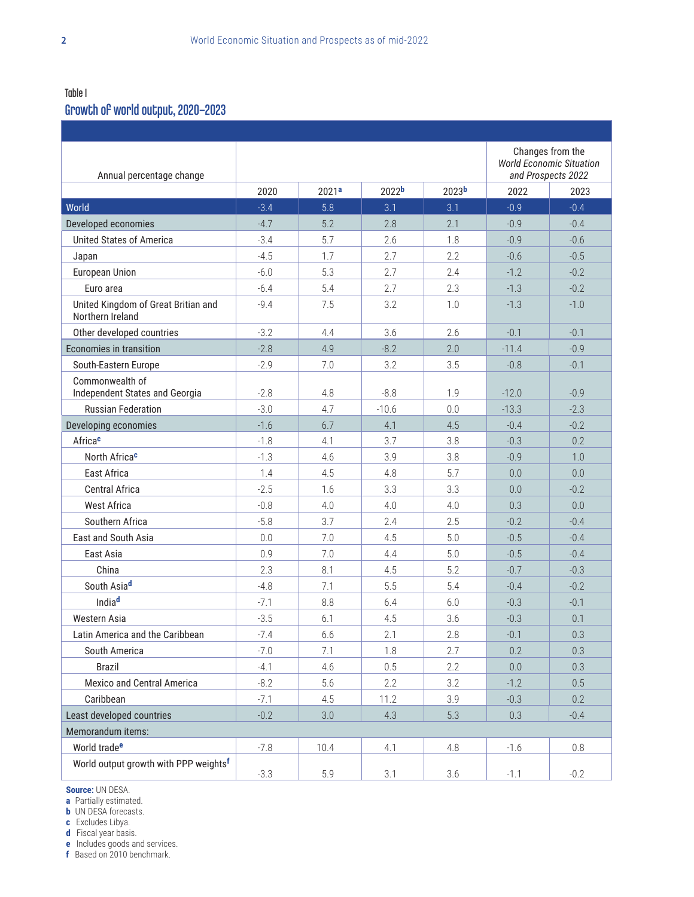Table I

## Growth of world output, 2020–2023

| Annual percentage change | 2020 | 2021[a] | 2022[b] | 2023[b] | Changes from the *World Economic Situation and Prospects 2022* 2022 | 2023 |
|---|---|---|---|---|---|---|
| World | -3.4 | 5.8 | 3.1 | 3.1 | -0.9 | -0.4 |
| Developed economies | -4.7 | 5.2 | 2.8 | 2.1 | -0.9 | -0.4 |
| United States of America | -3.4 | 5.7 | 2.6 | 1.8 | -0.9 | -0.6 |
| Japan | -4.5 | 1.7 | 2.7 | 2.2 | -0.6 | -0.5 |
| European Union | -6.0 | 5.3 | 2.7 | 2.4 | -1.2 | -0.2 |
| Euro area | -6.4 | 5.4 | 2.7 | 2.3 | -1.3 | -0.2 |
| United Kingdom of Great Britian and Northern Ireland | -9.4 | 7.5 | 3.2 | 1.0 | -1.3 | -1.0 |
| Other developed countries | -3.2 | 4.4 | 3.6 | 2.6 | -0.1 | -0.1 |
| Economies in transition | -2.8 | 4.9 | -8.2 | 2.0 | -11.4 | -0.9 |
| South-Eastern Europe | -2.9 | 7.0 | 3.2 | 3.5 | -0.8 | -0.1 |
| Commonwealth of Independent States and Georgia | -2.8 | 4.8 | -8.8 | 1.9 | -12.0 | -0.9 |
| Russian Federation | -3.0 | 4.7 | -10.6 | 0.0 | -13.3 | -2.3 |
| Developing economies | -1.6 | 6.7 | 4.1 | 4.5 | -0.4 | -0.2 |
| Africa[c] | -1.8 | 4.1 | 3.7 | 3.8 | -0.3 | 0.2 |
| North Africa[c] | -1.3 | 4.6 | 3.9 | 3.8 | -0.9 | 1.0 |
| East Africa | 1.4 | 4.5 | 4.8 | 5.7 | 0.0 | 0.0 |
| Central Africa | -2.5 | 1.6 | 3.3 | 3.3 | 0.0 | -0.2 |
| West Africa | -0.8 | 4.0 | 4.0 | 4.0 | 0.3 | 0.0 |
| Southern Africa | -5.8 | 3.7 | 2.4 | 2.5 | -0.2 | -0.4 |
| East and South Asia | 0.0 | 7.0 | 4.5 | 5.0 | -0.5 | -0.4 |
| East Asia | 0.9 | 7.0 | 4.4 | 5.0 | -0.5 | -0.4 |
| China | 2.3 | 8.1 | 4.5 | 5.2 | -0.7 | -0.3 |
| South Asia[d] | -4.8 | 7.1 | 5.5 | 5.4 | -0.4 | -0.2 |
| India[d] | -7.1 | 8.8 | 6.4 | 6.0 | -0.3 | -0.1 |
| Western Asia | -3.5 | 6.1 | 4.5 | 3.6 | -0.3 | 0.1 |
| Latin America and the Caribbean | -7.4 | 6.6 | 2.1 | 2.8 | -0.1 | 0.3 |
| South America | -7.0 | 7.1 | 1.8 | 2.7 | 0.2 | 0.3 |
| Brazil | -4.1 | 4.6 | 0.5 | 2.2 | 0.0 | 0.3 |
| Mexico and Central America | -8.2 | 5.6 | 2.2 | 3.2 | -1.2 | 0.5 |
| Caribbean | -7.1 | 4.5 | 11.2 | 3.9 | -0.3 | 0.2 |
| Least developed countries | -0.2 | 3.0 | 4.3 | 5.3 | 0.3 | -0.4 |
| Memorandum items: | | | | | | |
| World trade[e] | -7.8 | 10.4 | 4.1 | 4.8 | -1.6 | 0.8 |
| World output growth with PPP weights[f] | -3.3 | 5.9 | 3.1 | 3.6 | -1.1 | -0.2 |

**Source:** UN DESA.
**a** Partially estimated.
**b** UN DESA forecasts.
**c** Excludes Libya.
**d** Fiscal year basis.
**e** Includes goods and services.
**f** Based on 2010 benchmark.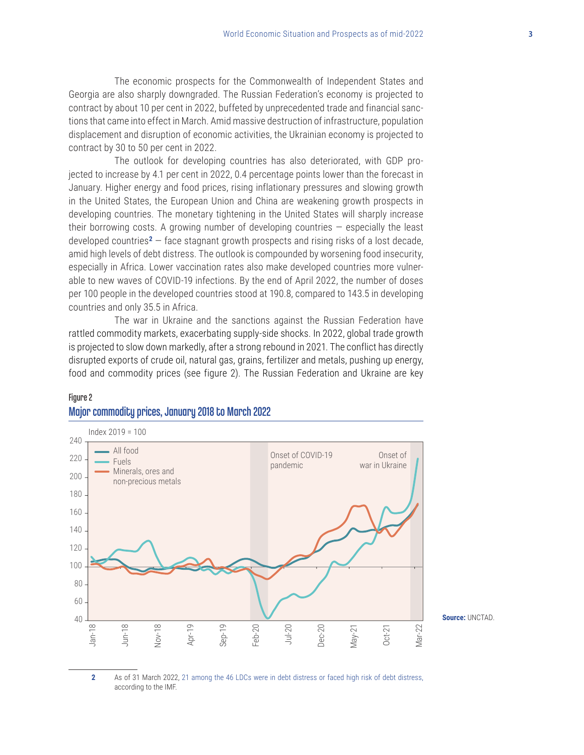The economic prospects for the Commonwealth of Independent States and Georgia are also sharply downgraded. The Russian Federation's economy is projected to contract by about 10 per cent in 2022, buffeted by unprecedented trade and financial sanctions that came into effect in March. Amid massive destruction of infrastructure, population displacement and disruption of economic activities, the Ukrainian economy is projected to contract by 30 to 50 per cent in 2022.

The outlook for developing countries has also deteriorated, with GDP projected to increase by 4.1 per cent in 2022, 0.4 percentage points lower than the forecast in January. Higher energy and food prices, rising inflationary pressures and slowing growth in the United States, the European Union and China are weakening growth prospects in developing countries. The monetary tightening in the United States will sharply increase their borrowing costs. A growing number of developing countries — especially the least developed countries[2] — face stagnant growth prospects and rising risks of a lost decade, amid high levels of debt distress. The outlook is compounded by worsening food insecurity, especially in Africa. Lower vaccination rates also make developed countries more vulnerable to new waves of COVID-19 infections. By the end of April 2022, the number of doses per 100 people in the developed countries stood at 190.8, compared to 143.5 in developing countries and only 35.5 in Africa.

The war in Ukraine and the sanctions against the Russian Federation have rattled commodity markets, exacerbating supply-side shocks. In 2022, global trade growth is projected to slow down markedly, after a strong rebound in 2021. The conflict has directly disrupted exports of crude oil, natural gas, grains, fertilizer and metals, pushing up energy, food and commodity prices (see figure 2). The Russian Federation and Ukraine are key

**Figure 2**

**Major commodity prices, January 2018 to March 2022**

Source: UNCTAD.

2 As of 31 March 2022, 21 among the 46 LDCs were in debt distress or faced high risk of debt distress, according to the IMF.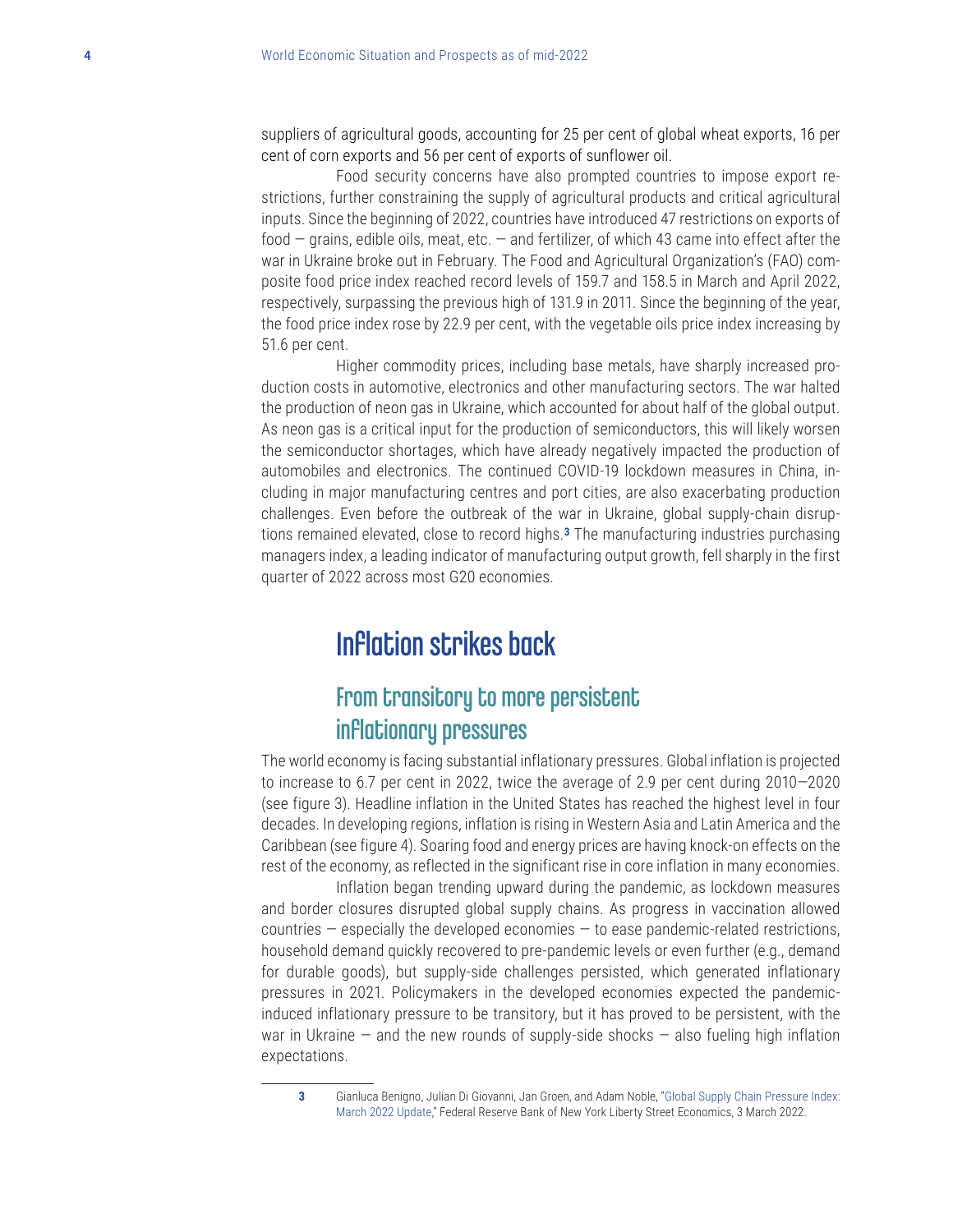suppliers of agricultural goods, accounting for 25 per cent of global wheat exports, 16 per cent of corn exports and 56 per cent of exports of sunflower oil.

Food security concerns have also prompted countries to impose export restrictions, further constraining the supply of agricultural products and critical agricultural inputs. Since the beginning of 2022, countries have introduced 47 restrictions on exports of food — grains, edible oils, meat, etc. — and fertilizer, of which 43 came into effect after the war in Ukraine broke out in February. The Food and Agricultural Organization's (FAO) composite food price index reached record levels of 159.7 and 158.5 in March and April 2022, respectively, surpassing the previous high of 131.9 in 2011. Since the beginning of the year, the food price index rose by 22.9 per cent, with the vegetable oils price index increasing by 51.6 per cent.

Higher commodity prices, including base metals, have sharply increased production costs in automotive, electronics and other manufacturing sectors. The war halted the production of neon gas in Ukraine, which accounted for about half of the global output. As neon gas is a critical input for the production of semiconductors, this will likely worsen the semiconductor shortages, which have already negatively impacted the production of automobiles and electronics. The continued COVID-19 lockdown measures in China, including in major manufacturing centres and port cities, are also exacerbating production challenges. Even before the outbreak of the war in Ukraine, global supply-chain disruptions remained elevated, close to record highs.[3] The manufacturing industries purchasing managers index, a leading indicator of manufacturing output growth, fell sharply in the first quarter of 2022 across most G20 economies.

# Inflation strikes back

## From transitory to more persistent inflationary pressures

The world economy is facing substantial inflationary pressures. Global inflation is projected to increase to 6.7 per cent in 2022, twice the average of 2.9 per cent during 2010—2020 (see figure 3). Headline inflation in the United States has reached the highest level in four decades. In developing regions, inflation is rising in Western Asia and Latin America and the Caribbean (see figure 4). Soaring food and energy prices are having knock-on effects on the rest of the economy, as reflected in the significant rise in core inflation in many economies.

Inflation began trending upward during the pandemic, as lockdown measures and border closures disrupted global supply chains. As progress in vaccination allowed countries — especially the developed economies — to ease pandemic-related restrictions, household demand quickly recovered to pre-pandemic levels or even further (e.g., demand for durable goods), but supply-side challenges persisted, which generated inflationary pressures in 2021. Policymakers in the developed economies expected the pandemic-induced inflationary pressure to be transitory, but it has proved to be persistent, with the war in Ukraine — and the new rounds of supply-side shocks — also fueling high inflation expectations.

[3] Gianluca Benigno, Julian Di Giovanni, Jan Groen, and Adam Noble, "Global Supply Chain Pressure Index: March 2022 Update," Federal Reserve Bank of New York Liberty Street Economics, 3 March 2022.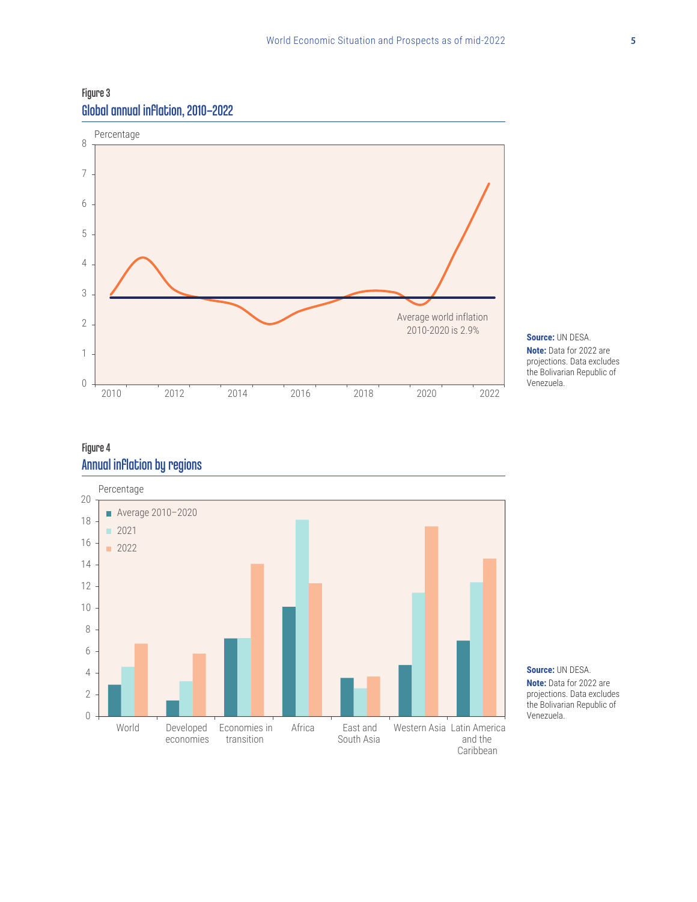Figure 3

## Global annual inflation, 2010–2022

Percentage

Average world inflation 2010-2020 is 2.9%

**Source:** UN DESA.

**Note:** Data for 2022 are projections. Data excludes the Bolivarian Republic of Venezuela.

Figure 4

## Annual inflation by regions

Percentage

- Average 2010–2020
- 2021
- 2022

World | Developed economies | Economies in transition | Africa | East and South Asia | Western Asia | Latin America and the Caribbean

**Source:** UN DESA.

**Note:** Data for 2022 are projections. Data excludes the Bolivarian Republic of Venezuela.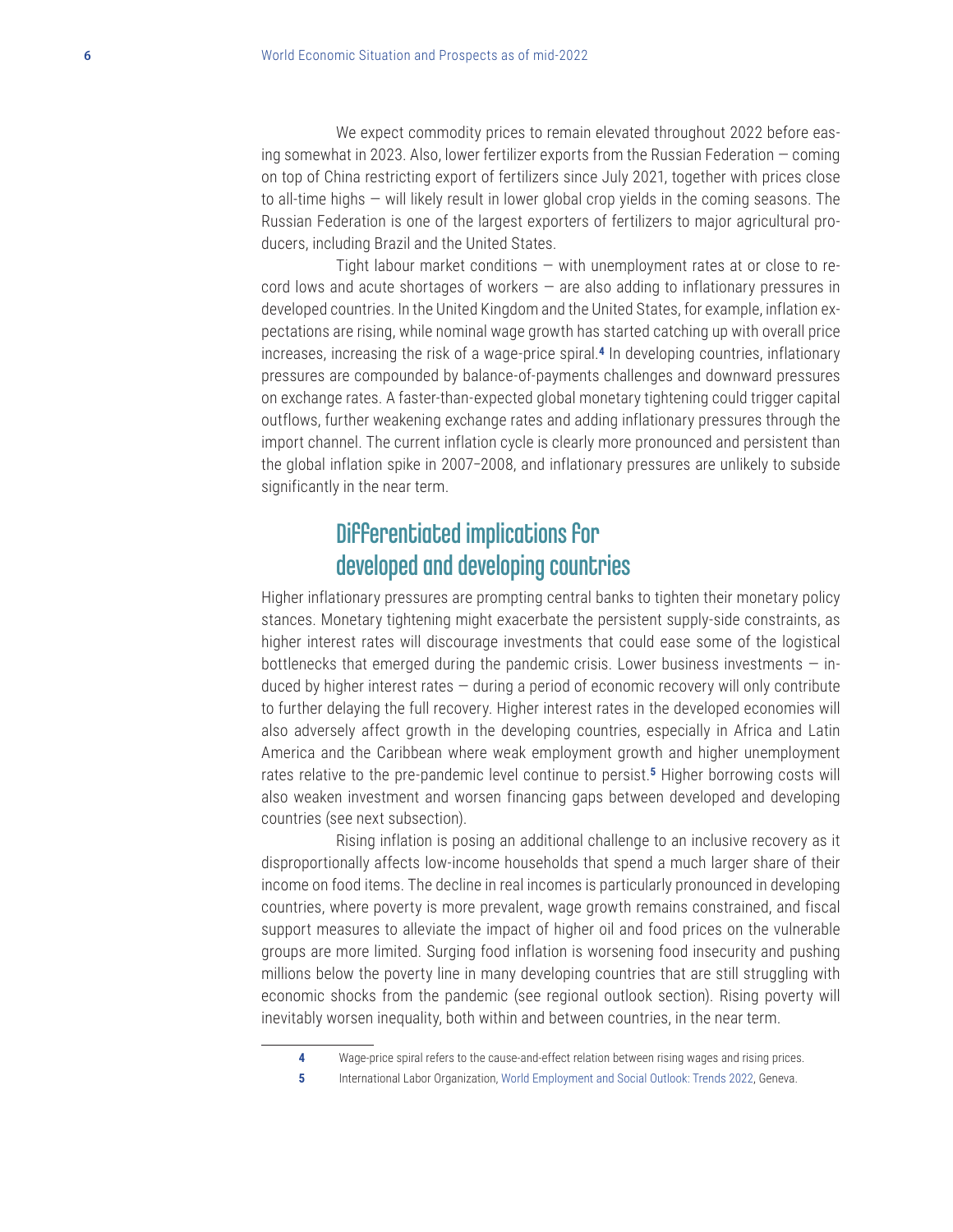We expect commodity prices to remain elevated throughout 2022 before easing somewhat in 2023. Also, lower fertilizer exports from the Russian Federation — coming on top of China restricting export of fertilizers since July 2021, together with prices close to all-time highs — will likely result in lower global crop yields in the coming seasons. The Russian Federation is one of the largest exporters of fertilizers to major agricultural producers, including Brazil and the United States.

Tight labour market conditions — with unemployment rates at or close to record lows and acute shortages of workers — are also adding to inflationary pressures in developed countries. In the United Kingdom and the United States, for example, inflation expectations are rising, while nominal wage growth has started catching up with overall price increases, increasing the risk of a wage-price spiral.[4] In developing countries, inflationary pressures are compounded by balance-of-payments challenges and downward pressures on exchange rates. A faster-than-expected global monetary tightening could trigger capital outflows, further weakening exchange rates and adding inflationary pressures through the import channel. The current inflation cycle is clearly more pronounced and persistent than the global inflation spike in 2007–2008, and inflationary pressures are unlikely to subside significantly in the near term.

## Differentiated implications for developed and developing countries

Higher inflationary pressures are prompting central banks to tighten their monetary policy stances. Monetary tightening might exacerbate the persistent supply-side constraints, as higher interest rates will discourage investments that could ease some of the logistical bottlenecks that emerged during the pandemic crisis. Lower business investments — induced by higher interest rates — during a period of economic recovery will only contribute to further delaying the full recovery. Higher interest rates in the developed economies will also adversely affect growth in the developing countries, especially in Africa and Latin America and the Caribbean where weak employment growth and higher unemployment rates relative to the pre-pandemic level continue to persist.[5] Higher borrowing costs will also weaken investment and worsen financing gaps between developed and developing countries (see next subsection).

Rising inflation is posing an additional challenge to an inclusive recovery as it disproportionally affects low-income households that spend a much larger share of their income on food items. The decline in real incomes is particularly pronounced in developing countries, where poverty is more prevalent, wage growth remains constrained, and fiscal support measures to alleviate the impact of higher oil and food prices on the vulnerable groups are more limited. Surging food inflation is worsening food insecurity and pushing millions below the poverty line in many developing countries that are still struggling with economic shocks from the pandemic (see regional outlook section). Rising poverty will inevitably worsen inequality, both within and between countries, in the near term.

---

4 Wage-price spiral refers to the cause-and-effect relation between rising wages and rising prices.

5 International Labor Organization, World Employment and Social Outlook: Trends 2022, Geneva.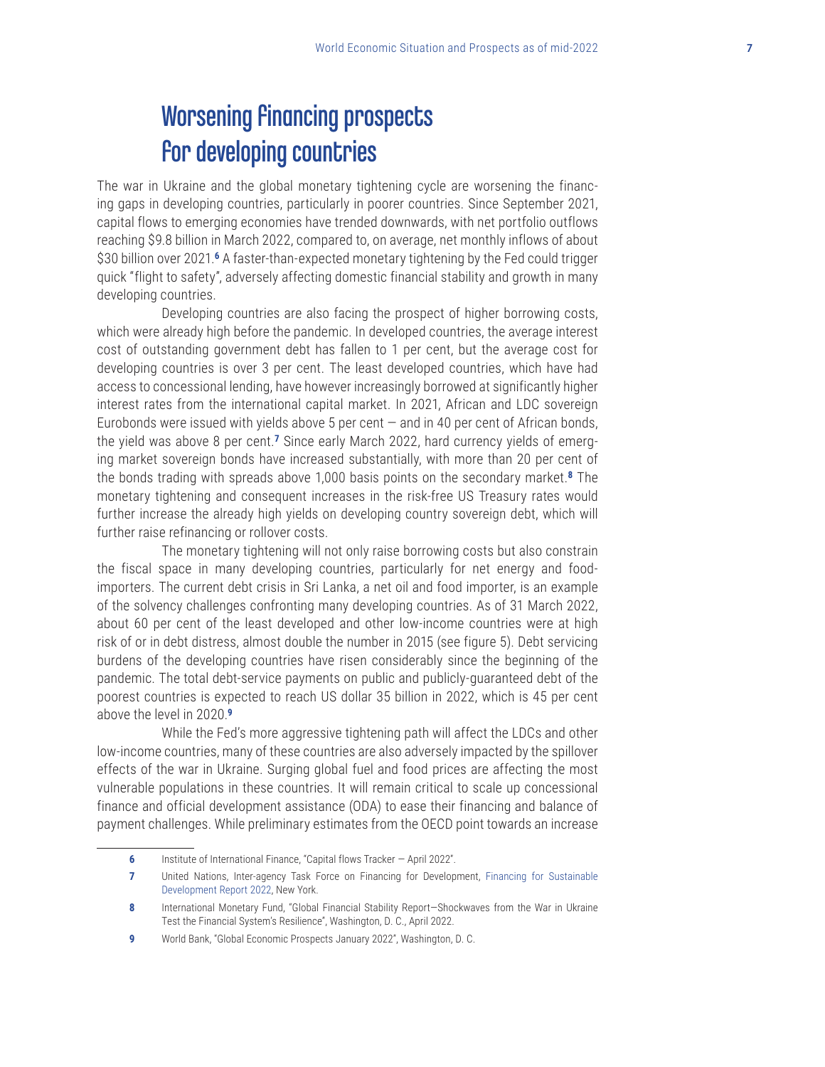## Worsening financing prospects for developing countries

The war in Ukraine and the global monetary tightening cycle are worsening the financing gaps in developing countries, particularly in poorer countries. Since September 2021, capital flows to emerging economies have trended downwards, with net portfolio outflows reaching $9.8 billion in March 2022, compared to, on average, net monthly inflows of about $30 billion over 2021.[6] A faster-than-expected monetary tightening by the Fed could trigger quick "flight to safety", adversely affecting domestic financial stability and growth in many developing countries.

Developing countries are also facing the prospect of higher borrowing costs, which were already high before the pandemic. In developed countries, the average interest cost of outstanding government debt has fallen to 1 per cent, but the average cost for developing countries is over 3 per cent. The least developed countries, which have had access to concessional lending, have however increasingly borrowed at significantly higher interest rates from the international capital market. In 2021, African and LDC sovereign Eurobonds were issued with yields above 5 per cent — and in 40 per cent of African bonds, the yield was above 8 per cent.[7] Since early March 2022, hard currency yields of emerging market sovereign bonds have increased substantially, with more than 20 per cent of the bonds trading with spreads above 1,000 basis points on the secondary market.[8] The monetary tightening and consequent increases in the risk-free US Treasury rates would further increase the already high yields on developing country sovereign debt, which will further raise refinancing or rollover costs.

The monetary tightening will not only raise borrowing costs but also constrain the fiscal space in many developing countries, particularly for net energy and food-importers. The current debt crisis in Sri Lanka, a net oil and food importer, is an example of the solvency challenges confronting many developing countries. As of 31 March 2022, about 60 per cent of the least developed and other low-income countries were at high risk of or in debt distress, almost double the number in 2015 (see figure 5). Debt servicing burdens of the developing countries have risen considerably since the beginning of the pandemic. The total debt-service payments on public and publicly-guaranteed debt of the poorest countries is expected to reach US dollar 35 billion in 2022, which is 45 per cent above the level in 2020.[9]

While the Fed's more aggressive tightening path will affect the LDCs and other low-income countries, many of these countries are also adversely impacted by the spillover effects of the war in Ukraine. Surging global fuel and food prices are affecting the most vulnerable populations in these countries. It will remain critical to scale up concessional finance and official development assistance (ODA) to ease their financing and balance of payment challenges. While preliminary estimates from the OECD point towards an increase

6 Institute of International Finance, "Capital flows Tracker — April 2022".

7 United Nations, Inter-agency Task Force on Financing for Development, Financing for Sustainable Development Report 2022, New York.

8 International Monetary Fund, "Global Financial Stability Report—Shockwaves from the War in Ukraine Test the Financial System's Resilience", Washington, D. C., April 2022.

9 World Bank, "Global Economic Prospects January 2022", Washington, D. C.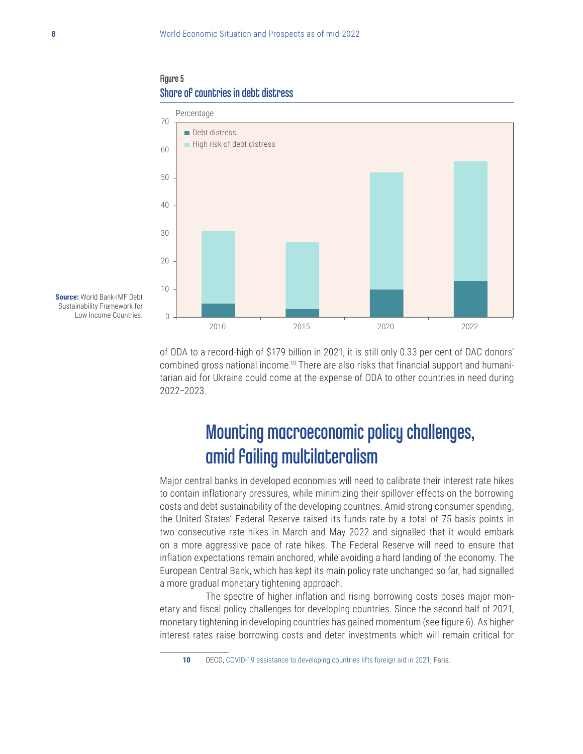Figure 5
**Share of countries in debt distress**

**Source:** World Bank-IMF Debt Sustainability Framework for Low Income Countries.

of ODA to a record-high of $179 billion in 2021, it is still only 0.33 per cent of DAC donors' combined gross national income.[10] There are also risks that financial support and humanitarian aid for Ukraine could come at the expense of ODA to other countries in need during 2022–2023.

## Mounting macroeconomic policy challenges, amid failing multilateralism

Major central banks in developed economies will need to calibrate their interest rate hikes to contain inflationary pressures, while minimizing their spillover effects on the borrowing costs and debt sustainability of the developing countries. Amid strong consumer spending, the United States' Federal Reserve raised its funds rate by a total of 75 basis points in two consecutive rate hikes in March and May 2022 and signalled that it would embark on a more aggressive pace of rate hikes. The Federal Reserve will need to ensure that inflation expectations remain anchored, while avoiding a hard landing of the economy. The European Central Bank, which has kept its main policy rate unchanged so far, had signalled a more gradual monetary tightening approach.

The spectre of higher inflation and rising borrowing costs poses major monetary and fiscal policy challenges for developing countries. Since the second half of 2021, monetary tightening in developing countries has gained momentum (see figure 6). As higher interest rates raise borrowing costs and deter investments which will remain critical for

[10] OECD, COVID-19 assistance to developing countries lifts foreign aid in 2021, Paris.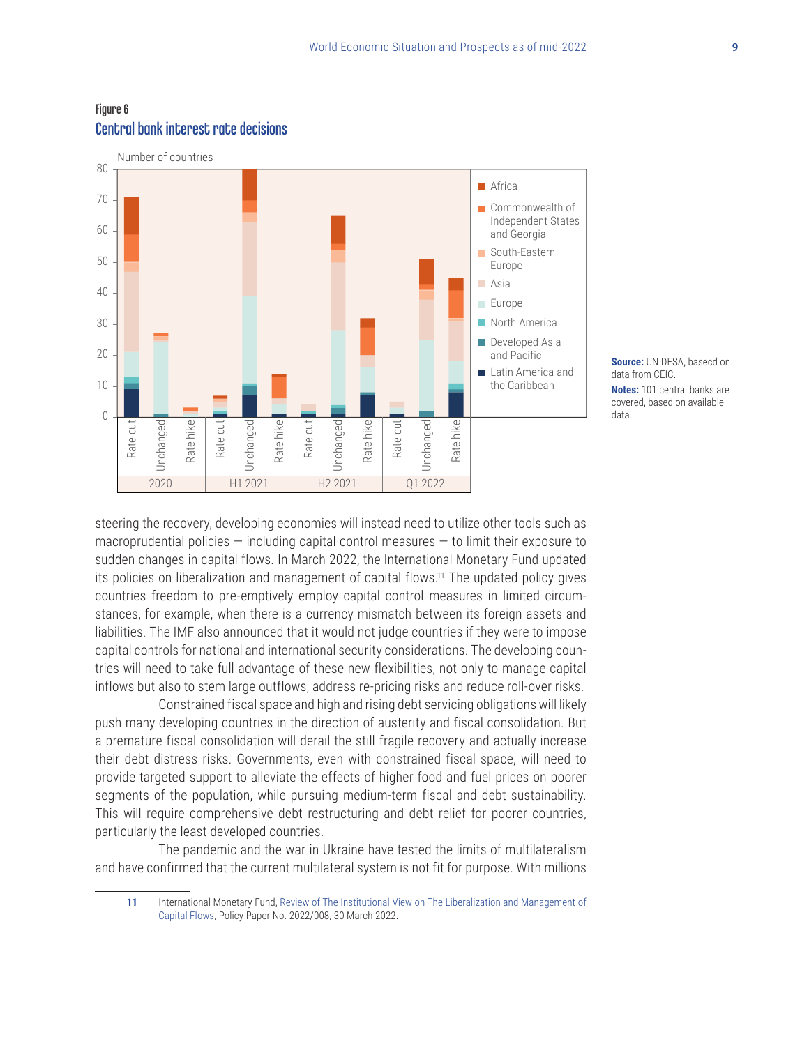Figure 6

## Central bank interest rate decisions

Source: UN DESA, basecd on data from CEIC.

Notes: 101 central banks are covered, based on available data.

steering the recovery, developing economies will instead need to utilize other tools such as macroprudential policies — including capital control measures — to limit their exposure to sudden changes in capital flows. In March 2022, the International Monetary Fund updated its policies on liberalization and management of capital flows.[11] The updated policy gives countries freedom to pre-emptively employ capital control measures in limited circumstances, for example, when there is a currency mismatch between its foreign assets and liabilities. The IMF also announced that it would not judge countries if they were to impose capital controls for national and international security considerations. The developing countries will need to take full advantage of these new flexibilities, not only to manage capital inflows but also to stem large outflows, address re-pricing risks and reduce roll-over risks.

Constrained fiscal space and high and rising debt servicing obligations will likely push many developing countries in the direction of austerity and fiscal consolidation. But a premature fiscal consolidation will derail the still fragile recovery and actually increase their debt distress risks. Governments, even with constrained fiscal space, will need to provide targeted support to alleviate the effects of higher food and fuel prices on poorer segments of the population, while pursuing medium-term fiscal and debt sustainability. This will require comprehensive debt restructuring and debt relief for poorer countries, particularly the least developed countries.

The pandemic and the war in Ukraine have tested the limits of multilateralism and have confirmed that the current multilateral system is not fit for purpose. With millions

11 International Monetary Fund, Review of The Institutional View on The Liberalization and Management of Capital Flows, Policy Paper No. 2022/008, 30 March 2022.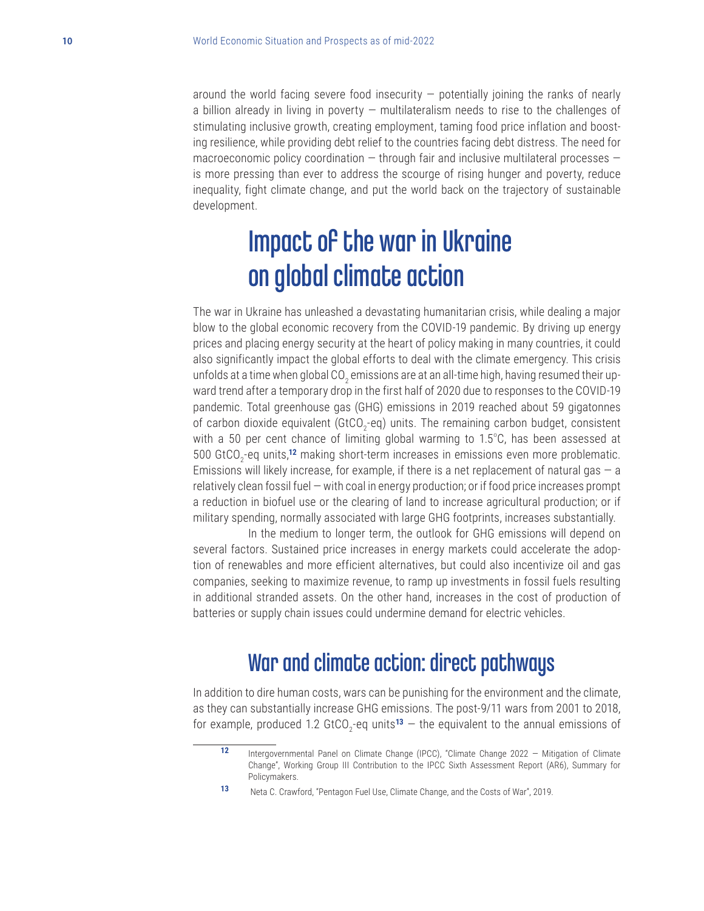around the world facing severe food insecurity — potentially joining the ranks of nearly a billion already in living in poverty — multilateralism needs to rise to the challenges of stimulating inclusive growth, creating employment, taming food price inflation and boosting resilience, while providing debt relief to the countries facing debt distress. The need for macroeconomic policy coordination — through fair and inclusive multilateral processes — is more pressing than ever to address the scourge of rising hunger and poverty, reduce inequality, fight climate change, and put the world back on the trajectory of sustainable development.

# Impact of the war in Ukraine on global climate action

The war in Ukraine has unleashed a devastating humanitarian crisis, while dealing a major blow to the global economic recovery from the COVID-19 pandemic. By driving up energy prices and placing energy security at the heart of policy making in many countries, it could also significantly impact the global efforts to deal with the climate emergency. This crisis unfolds at a time when global $CO_2$ emissions are at an all-time high, having resumed their upward trend after a temporary drop in the first half of 2020 due to responses to the COVID-19 pandemic. Total greenhouse gas (GHG) emissions in 2019 reached about 59 gigatonnes of carbon dioxide equivalent ($GtCO_2$-eq) units. The remaining carbon budget, consistent with a 50 per cent chance of limiting global warming to 1.5°C, has been assessed at 500 $GtCO_2$-eq units,[12] making short-term increases in emissions even more problematic. Emissions will likely increase, for example, if there is a net replacement of natural gas — a relatively clean fossil fuel — with coal in energy production; or if food price increases prompt a reduction in biofuel use or the clearing of land to increase agricultural production; or if military spending, normally associated with large GHG footprints, increases substantially.

In the medium to longer term, the outlook for GHG emissions will depend on several factors. Sustained price increases in energy markets could accelerate the adoption of renewables and more efficient alternatives, but could also incentivize oil and gas companies, seeking to maximize revenue, to ramp up investments in fossil fuels resulting in additional stranded assets. On the other hand, increases in the cost of production of batteries or supply chain issues could undermine demand for electric vehicles.

## War and climate action: direct pathways

In addition to dire human costs, wars can be punishing for the environment and the climate, as they can substantially increase GHG emissions. The post-9/11 wars from 2001 to 2018, for example, produced 1.2 $GtCO_2$-eq units[13] — the equivalent to the annual emissions of

---

12 Intergovernmental Panel on Climate Change (IPCC), "Climate Change 2022 — Mitigation of Climate Change", Working Group III Contribution to the IPCC Sixth Assessment Report (AR6), Summary for Policymakers.

13 Neta C. Crawford, "Pentagon Fuel Use, Climate Change, and the Costs of War", 2019.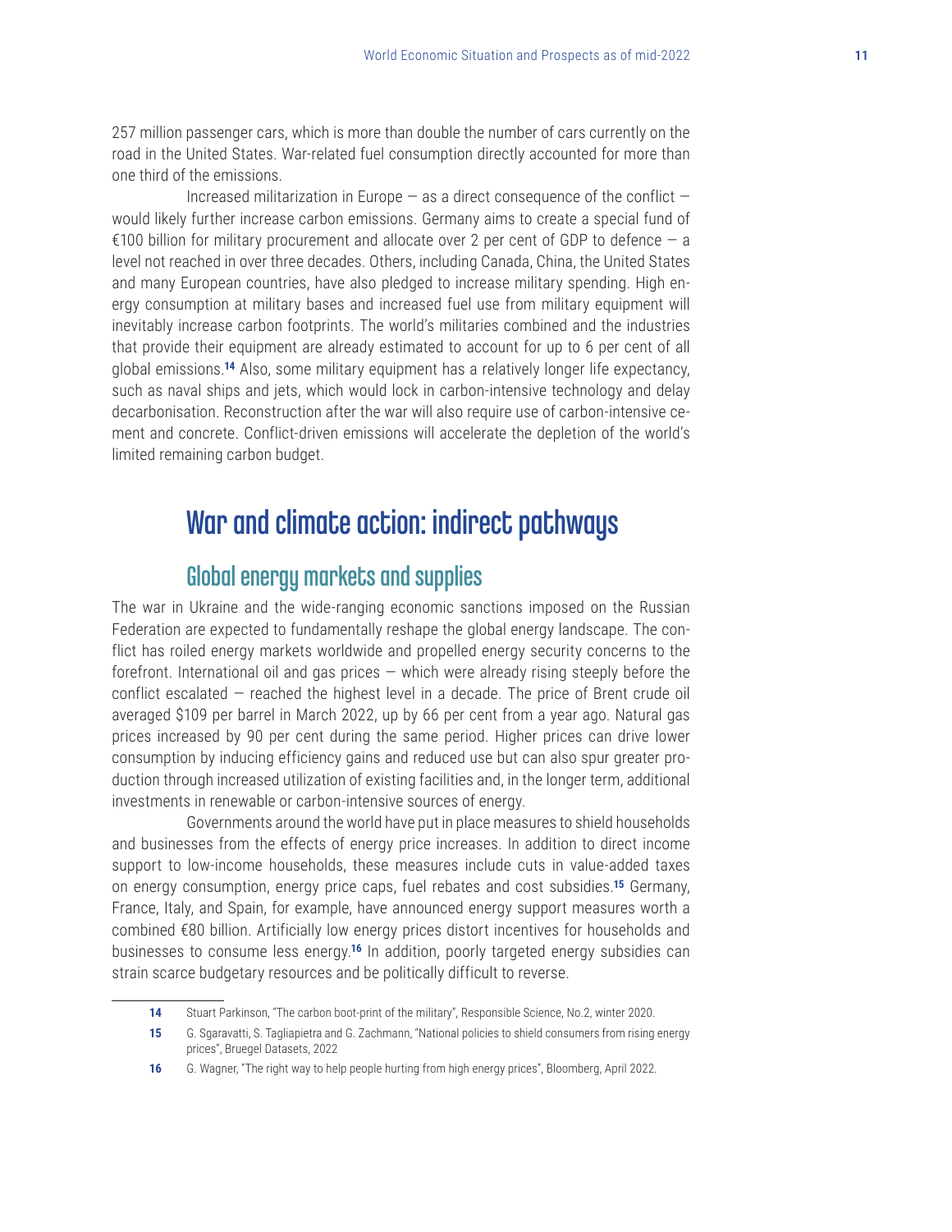257 million passenger cars, which is more than double the number of cars currently on the road in the United States. War-related fuel consumption directly accounted for more than one third of the emissions.

Increased militarization in Europe — as a direct consequence of the conflict — would likely further increase carbon emissions. Germany aims to create a special fund of €100 billion for military procurement and allocate over 2 per cent of GDP to defence — a level not reached in over three decades. Others, including Canada, China, the United States and many European countries, have also pledged to increase military spending. High energy consumption at military bases and increased fuel use from military equipment will inevitably increase carbon footprints. The world's militaries combined and the industries that provide their equipment are already estimated to account for up to 6 per cent of all global emissions.[14] Also, some military equipment has a relatively longer life expectancy, such as naval ships and jets, which would lock in carbon-intensive technology and delay decarbonisation. Reconstruction after the war will also require use of carbon-intensive cement and concrete. Conflict-driven emissions will accelerate the depletion of the world's limited remaining carbon budget.

## War and climate action: indirect pathways

### Global energy markets and supplies

The war in Ukraine and the wide-ranging economic sanctions imposed on the Russian Federation are expected to fundamentally reshape the global energy landscape. The conflict has roiled energy markets worldwide and propelled energy security concerns to the forefront. International oil and gas prices — which were already rising steeply before the conflict escalated — reached the highest level in a decade. The price of Brent crude oil averaged \$109 per barrel in March 2022, up by 66 per cent from a year ago. Natural gas prices increased by 90 per cent during the same period. Higher prices can drive lower consumption by inducing efficiency gains and reduced use but can also spur greater production through increased utilization of existing facilities and, in the longer term, additional investments in renewable or carbon-intensive sources of energy.

Governments around the world have put in place measures to shield households and businesses from the effects of energy price increases. In addition to direct income support to low-income households, these measures include cuts in value-added taxes on energy consumption, energy price caps, fuel rebates and cost subsidies.[15] Germany, France, Italy, and Spain, for example, have announced energy support measures worth a combined €80 billion. Artificially low energy prices distort incentives for households and businesses to consume less energy.[16] In addition, poorly targeted energy subsidies can strain scarce budgetary resources and be politically difficult to reverse.

---

14 Stuart Parkinson, "The carbon boot-print of the military", Responsible Science, No.2, winter 2020.

15 G. Sgaravatti, S. Tagliapietra and G. Zachmann, "National policies to shield consumers from rising energy prices", Bruegel Datasets, 2022

16 G. Wagner, "The right way to help people hurting from high energy prices", Bloomberg, April 2022.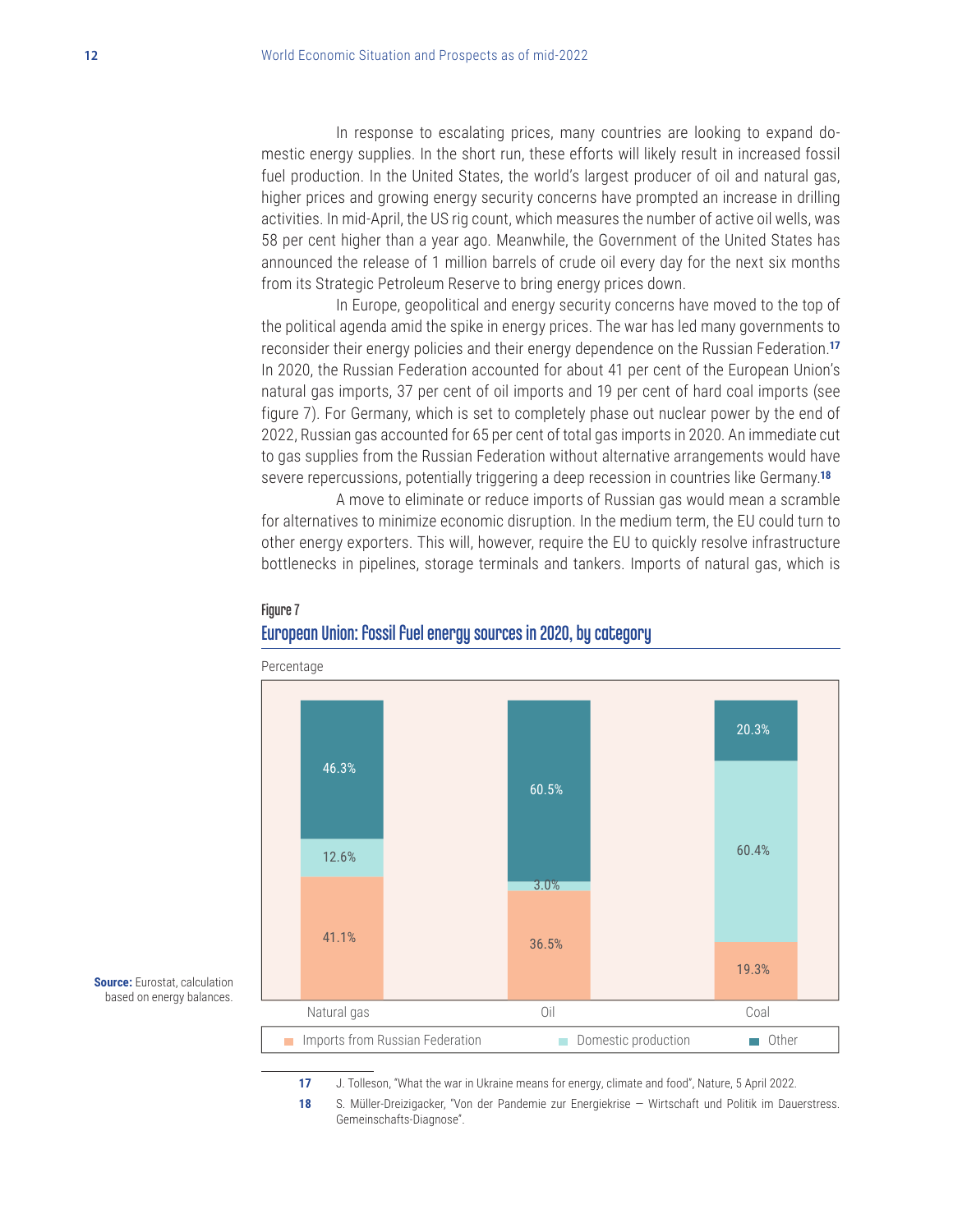In response to escalating prices, many countries are looking to expand domestic energy supplies. In the short run, these efforts will likely result in increased fossil fuel production. In the United States, the world's largest producer of oil and natural gas, higher prices and growing energy security concerns have prompted an increase in drilling activities. In mid-April, the US rig count, which measures the number of active oil wells, was 58 per cent higher than a year ago. Meanwhile, the Government of the United States has announced the release of 1 million barrels of crude oil every day for the next six months from its Strategic Petroleum Reserve to bring energy prices down.

In Europe, geopolitical and energy security concerns have moved to the top of the political agenda amid the spike in energy prices. The war has led many governments to reconsider their energy policies and their energy dependence on the Russian Federation.[17] In 2020, the Russian Federation accounted for about 41 per cent of the European Union's natural gas imports, 37 per cent of oil imports and 19 per cent of hard coal imports (see figure 7). For Germany, which is set to completely phase out nuclear power by the end of 2022, Russian gas accounted for 65 per cent of total gas imports in 2020. An immediate cut to gas supplies from the Russian Federation without alternative arrangements would have severe repercussions, potentially triggering a deep recession in countries like Germany.[18]

A move to eliminate or reduce imports of Russian gas would mean a scramble for alternatives to minimize economic disruption. In the medium term, the EU could turn to other energy exporters. This will, however, require the EU to quickly resolve infrastructure bottlenecks in pipelines, storage terminals and tankers. Imports of natural gas, which is

**Figure 7**

**European Union: Fossil fuel energy sources in 2020, by category**

Percentage

| | Natural gas | Oil | Coal |
|---|---|---|---|
| Imports from Russian Federation | 41.1% | 36.5% | 19.3% |
| Domestic production | 12.6% | 3.0% | 60.4% |
| Other | 46.3% | 60.5% | 20.3% |

**Source:** Eurostat, calculation based on energy balances.

---

17 J. Tolleson, "What the war in Ukraine means for energy, climate and food", Nature, 5 April 2022.

18 S. Müller-Dreizigacker, "Von der Pandemie zur Energiekrise — Wirtschaft und Politik im Dauerstress. Gemeinschafts-Diagnose".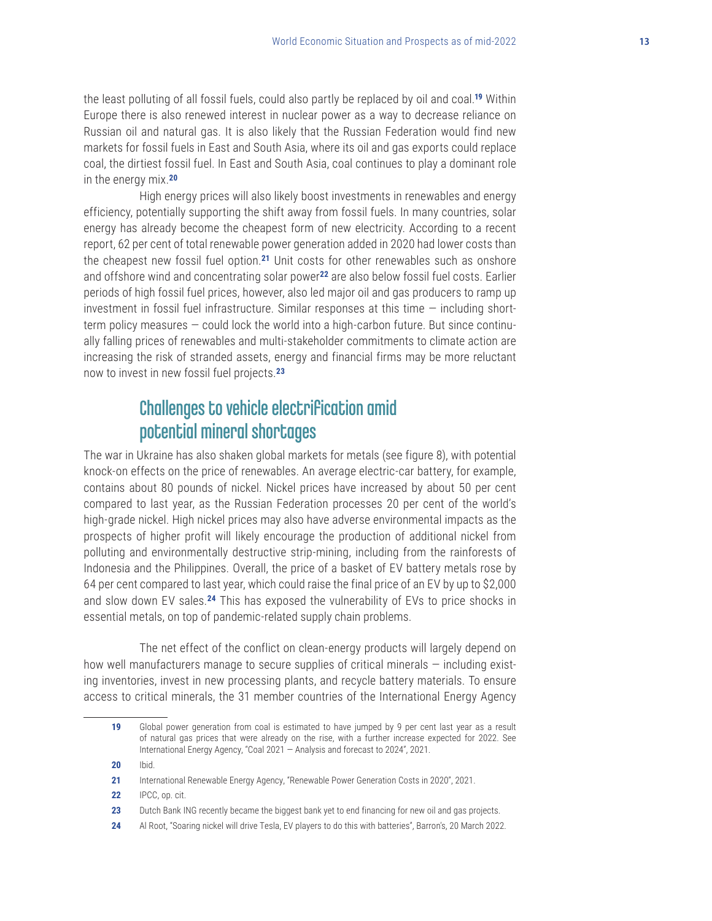the least polluting of all fossil fuels, could also partly be replaced by oil and coal.[19] Within Europe there is also renewed interest in nuclear power as a way to decrease reliance on Russian oil and natural gas. It is also likely that the Russian Federation would find new markets for fossil fuels in East and South Asia, where its oil and gas exports could replace coal, the dirtiest fossil fuel. In East and South Asia, coal continues to play a dominant role in the energy mix.[20]

High energy prices will also likely boost investments in renewables and energy efficiency, potentially supporting the shift away from fossil fuels. In many countries, solar energy has already become the cheapest form of new electricity. According to a recent report, 62 per cent of total renewable power generation added in 2020 had lower costs than the cheapest new fossil fuel option.[21] Unit costs for other renewables such as onshore and offshore wind and concentrating solar power[22] are also below fossil fuel costs. Earlier periods of high fossil fuel prices, however, also led major oil and gas producers to ramp up investment in fossil fuel infrastructure. Similar responses at this time — including short-term policy measures — could lock the world into a high-carbon future. But since continually falling prices of renewables and multi-stakeholder commitments to climate action are increasing the risk of stranded assets, energy and financial firms may be more reluctant now to invest in new fossil fuel projects.[23]

## Challenges to vehicle electrification amid potential mineral shortages

The war in Ukraine has also shaken global markets for metals (see figure 8), with potential knock-on effects on the price of renewables. An average electric-car battery, for example, contains about 80 pounds of nickel. Nickel prices have increased by about 50 per cent compared to last year, as the Russian Federation processes 20 per cent of the world's high-grade nickel. High nickel prices may also have adverse environmental impacts as the prospects of higher profit will likely encourage the production of additional nickel from polluting and environmentally destructive strip-mining, including from the rainforests of Indonesia and the Philippines. Overall, the price of a basket of EV battery metals rose by 64 per cent compared to last year, which could raise the final price of an EV by up to $2,000 and slow down EV sales.[24] This has exposed the vulnerability of EVs to price shocks in essential metals, on top of pandemic-related supply chain problems.

The net effect of the conflict on clean-energy products will largely depend on how well manufacturers manage to secure supplies of critical minerals — including existing inventories, invest in new processing plants, and recycle battery materials. To ensure access to critical minerals, the 31 member countries of the International Energy Agency

---

19 Global power generation from coal is estimated to have jumped by 9 per cent last year as a result of natural gas prices that were already on the rise, with a further increase expected for 2022. See International Energy Agency, "Coal 2021 — Analysis and forecast to 2024", 2021.

20 Ibid.

21 International Renewable Energy Agency, "Renewable Power Generation Costs in 2020", 2021.

22 IPCC, op. cit.

23 Dutch Bank ING recently became the biggest bank yet to end financing for new oil and gas projects.

24 Al Root, "Soaring nickel will drive Tesla, EV players to do this with batteries", Barron's, 20 March 2022.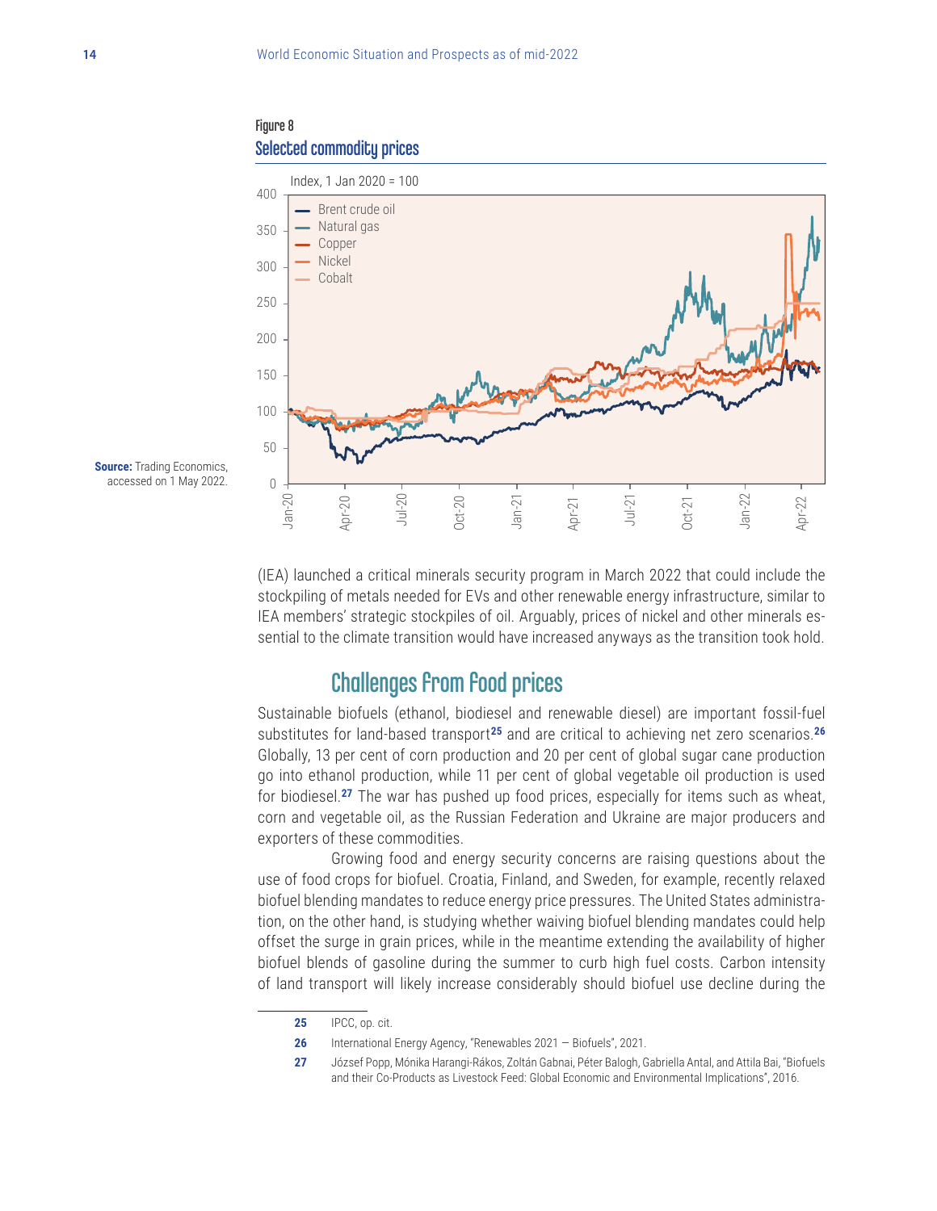Figure 8
### Selected commodity prices

Index, 1 Jan 2020 = 100

**Source:** Trading Economics, accessed on 1 May 2022.

(IEA) launched a critical minerals security program in March 2022 that could include the stockpiling of metals needed for EVs and other renewable energy infrastructure, similar to IEA members' strategic stockpiles of oil. Arguably, prices of nickel and other minerals essential to the climate transition would have increased anyways as the transition took hold.

## Challenges from food prices

Sustainable biofuels (ethanol, biodiesel and renewable diesel) are important fossil-fuel substitutes for land-based transport[25] and are critical to achieving net zero scenarios.[26] Globally, 13 per cent of corn production and 20 per cent of global sugar cane production go into ethanol production, while 11 per cent of global vegetable oil production is used for biodiesel.[27] The war has pushed up food prices, especially for items such as wheat, corn and vegetable oil, as the Russian Federation and Ukraine are major producers and exporters of these commodities.

Growing food and energy security concerns are raising questions about the use of food crops for biofuel. Croatia, Finland, and Sweden, for example, recently relaxed biofuel blending mandates to reduce energy price pressures. The United States administration, on the other hand, is studying whether waiving biofuel blending mandates could help offset the surge in grain prices, while in the meantime extending the availability of higher biofuel blends of gasoline during the summer to curb high fuel costs. Carbon intensity of land transport will likely increase considerably should biofuel use decline during the

---

25 IPCC, op. cit.

26 International Energy Agency, "Renewables 2021 — Biofuels", 2021.

27 József Popp, Mónika Harangi-Rákos, Zoltán Gabnai, Péter Balogh, Gabriella Antal, and Attila Bai, "Biofuels and their Co-Products as Livestock Feed: Global Economic and Environmental Implications", 2016.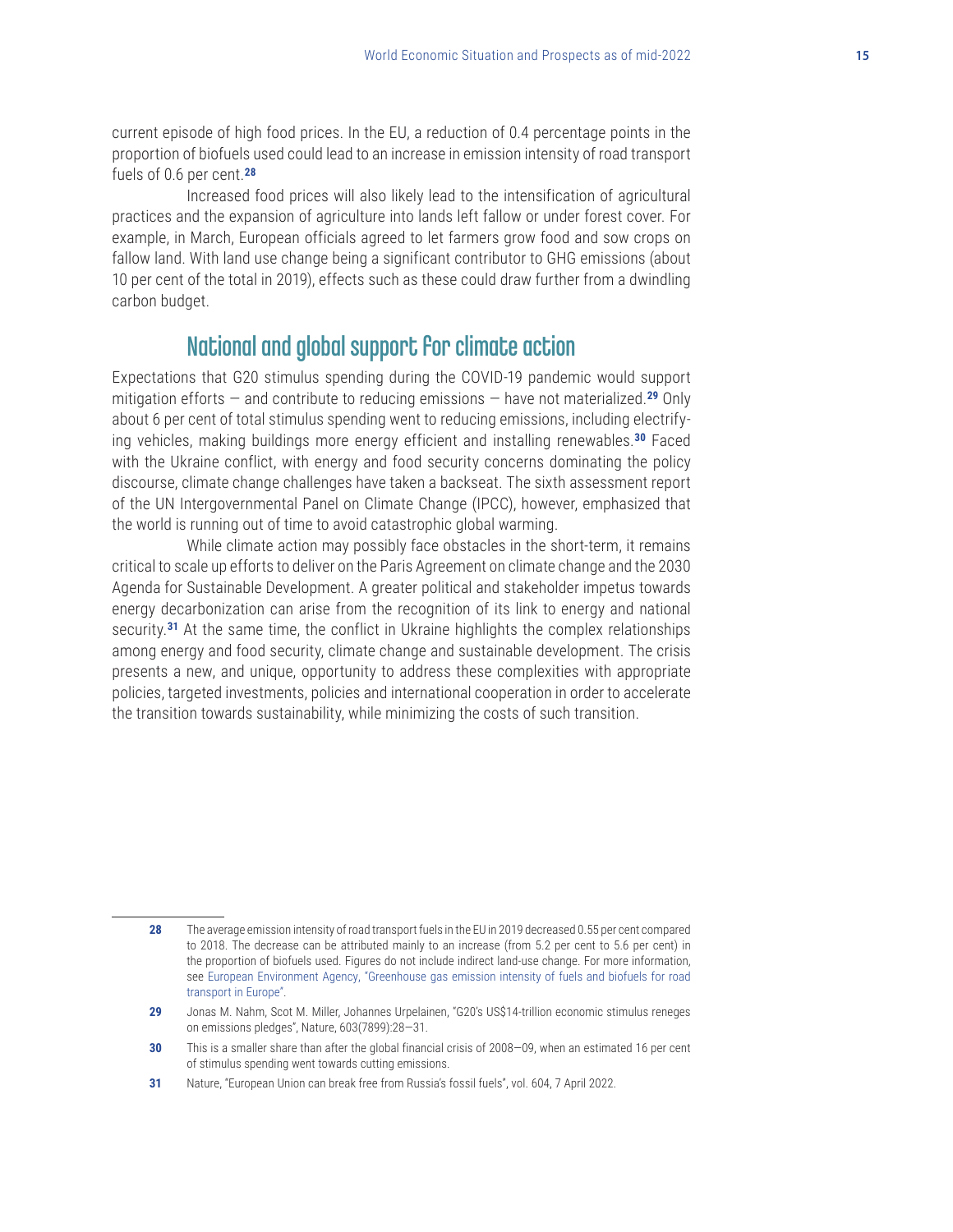current episode of high food prices. In the EU, a reduction of 0.4 percentage points in the proportion of biofuels used could lead to an increase in emission intensity of road transport fuels of 0.6 per cent.[28]

Increased food prices will also likely lead to the intensification of agricultural practices and the expansion of agriculture into lands left fallow or under forest cover. For example, in March, European officials agreed to let farmers grow food and sow crops on fallow land. With land use change being a significant contributor to GHG emissions (about 10 per cent of the total in 2019), effects such as these could draw further from a dwindling carbon budget.

## National and global support for climate action

Expectations that G20 stimulus spending during the COVID-19 pandemic would support mitigation efforts — and contribute to reducing emissions — have not materialized.[29] Only about 6 per cent of total stimulus spending went to reducing emissions, including electrifying vehicles, making buildings more energy efficient and installing renewables.[30] Faced with the Ukraine conflict, with energy and food security concerns dominating the policy discourse, climate change challenges have taken a backseat. The sixth assessment report of the UN Intergovernmental Panel on Climate Change (IPCC), however, emphasized that the world is running out of time to avoid catastrophic global warming.

While climate action may possibly face obstacles in the short-term, it remains critical to scale up efforts to deliver on the Paris Agreement on climate change and the 2030 Agenda for Sustainable Development. A greater political and stakeholder impetus towards energy decarbonization can arise from the recognition of its link to energy and national security.[31] At the same time, the conflict in Ukraine highlights the complex relationships among energy and food security, climate change and sustainable development. The crisis presents a new, and unique, opportunity to address these complexities with appropriate policies, targeted investments, policies and international cooperation in order to accelerate the transition towards sustainability, while minimizing the costs of such transition.

---

**28** The average emission intensity of road transport fuels in the EU in 2019 decreased 0.55 per cent compared to 2018. The decrease can be attributed mainly to an increase (from 5.2 per cent to 5.6 per cent) in the proportion of biofuels used. Figures do not include indirect land-use change. For more information, see European Environment Agency, "Greenhouse gas emission intensity of fuels and biofuels for road transport in Europe".

**29** Jonas M. Nahm, Scot M. Miller, Johannes Urpelainen, "G20's US$14-trillion economic stimulus reneges on emissions pledges", Nature, 603(7899):28—31.

**30** This is a smaller share than after the global financial crisis of 2008—09, when an estimated 16 per cent of stimulus spending went towards cutting emissions.

**31** Nature, "European Union can break free from Russia's fossil fuels", vol. 604, 7 April 2022.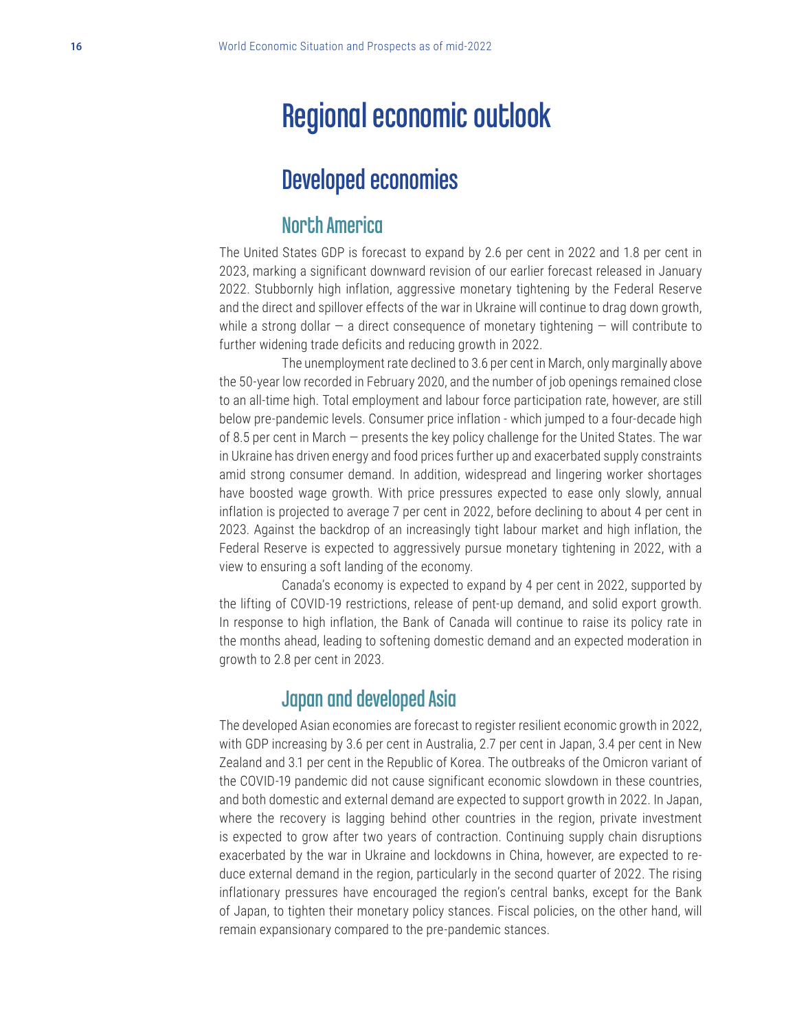# Regional economic outlook

## Developed economies

### North America

The United States GDP is forecast to expand by 2.6 per cent in 2022 and 1.8 per cent in 2023, marking a significant downward revision of our earlier forecast released in January 2022. Stubbornly high inflation, aggressive monetary tightening by the Federal Reserve and the direct and spillover effects of the war in Ukraine will continue to drag down growth, while a strong dollar — a direct consequence of monetary tightening — will contribute to further widening trade deficits and reducing growth in 2022.

The unemployment rate declined to 3.6 per cent in March, only marginally above the 50-year low recorded in February 2020, and the number of job openings remained close to an all-time high. Total employment and labour force participation rate, however, are still below pre-pandemic levels. Consumer price inflation - which jumped to a four-decade high of 8.5 per cent in March — presents the key policy challenge for the United States. The war in Ukraine has driven energy and food prices further up and exacerbated supply constraints amid strong consumer demand. In addition, widespread and lingering worker shortages have boosted wage growth. With price pressures expected to ease only slowly, annual inflation is projected to average 7 per cent in 2022, before declining to about 4 per cent in 2023. Against the backdrop of an increasingly tight labour market and high inflation, the Federal Reserve is expected to aggressively pursue monetary tightening in 2022, with a view to ensuring a soft landing of the economy.

Canada's economy is expected to expand by 4 per cent in 2022, supported by the lifting of COVID-19 restrictions, release of pent-up demand, and solid export growth. In response to high inflation, the Bank of Canada will continue to raise its policy rate in the months ahead, leading to softening domestic demand and an expected moderation in growth to 2.8 per cent in 2023.

### Japan and developed Asia

The developed Asian economies are forecast to register resilient economic growth in 2022, with GDP increasing by 3.6 per cent in Australia, 2.7 per cent in Japan, 3.4 per cent in New Zealand and 3.1 per cent in the Republic of Korea. The outbreaks of the Omicron variant of the COVID-19 pandemic did not cause significant economic slowdown in these countries, and both domestic and external demand are expected to support growth in 2022. In Japan, where the recovery is lagging behind other countries in the region, private investment is expected to grow after two years of contraction. Continuing supply chain disruptions exacerbated by the war in Ukraine and lockdowns in China, however, are expected to reduce external demand in the region, particularly in the second quarter of 2022. The rising inflationary pressures have encouraged the region's central banks, except for the Bank of Japan, to tighten their monetary policy stances. Fiscal policies, on the other hand, will remain expansionary compared to the pre-pandemic stances.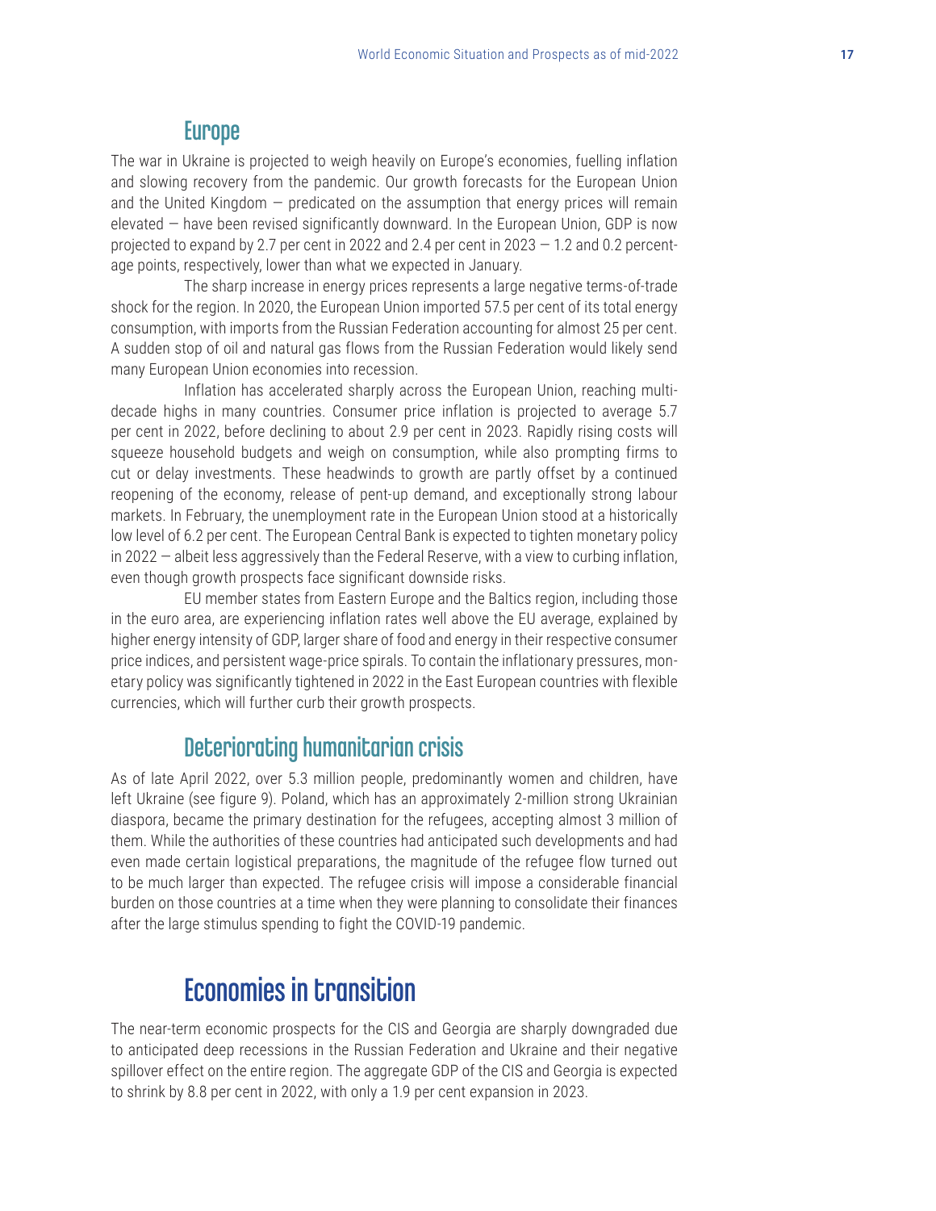## Europe

The war in Ukraine is projected to weigh heavily on Europe's economies, fuelling inflation and slowing recovery from the pandemic. Our growth forecasts for the European Union and the United Kingdom — predicated on the assumption that energy prices will remain elevated — have been revised significantly downward. In the European Union, GDP is now projected to expand by 2.7 per cent in 2022 and 2.4 per cent in 2023 — 1.2 and 0.2 percentage points, respectively, lower than what we expected in January.

The sharp increase in energy prices represents a large negative terms-of-trade shock for the region. In 2020, the European Union imported 57.5 per cent of its total energy consumption, with imports from the Russian Federation accounting for almost 25 per cent. A sudden stop of oil and natural gas flows from the Russian Federation would likely send many European Union economies into recession.

Inflation has accelerated sharply across the European Union, reaching multi-decade highs in many countries. Consumer price inflation is projected to average 5.7 per cent in 2022, before declining to about 2.9 per cent in 2023. Rapidly rising costs will squeeze household budgets and weigh on consumption, while also prompting firms to cut or delay investments. These headwinds to growth are partly offset by a continued reopening of the economy, release of pent-up demand, and exceptionally strong labour markets. In February, the unemployment rate in the European Union stood at a historically low level of 6.2 per cent. The European Central Bank is expected to tighten monetary policy in 2022 — albeit less aggressively than the Federal Reserve, with a view to curbing inflation, even though growth prospects face significant downside risks.

EU member states from Eastern Europe and the Baltics region, including those in the euro area, are experiencing inflation rates well above the EU average, explained by higher energy intensity of GDP, larger share of food and energy in their respective consumer price indices, and persistent wage-price spirals. To contain the inflationary pressures, monetary policy was significantly tightened in 2022 in the East European countries with flexible currencies, which will further curb their growth prospects.

## Deteriorating humanitarian crisis

As of late April 2022, over 5.3 million people, predominantly women and children, have left Ukraine (see figure 9). Poland, which has an approximately 2-million strong Ukrainian diaspora, became the primary destination for the refugees, accepting almost 3 million of them. While the authorities of these countries had anticipated such developments and had even made certain logistical preparations, the magnitude of the refugee flow turned out to be much larger than expected. The refugee crisis will impose a considerable financial burden on those countries at a time when they were planning to consolidate their finances after the large stimulus spending to fight the COVID-19 pandemic.

# Economies in transition

The near-term economic prospects for the CIS and Georgia are sharply downgraded due to anticipated deep recessions in the Russian Federation and Ukraine and their negative spillover effect on the entire region. The aggregate GDP of the CIS and Georgia is expected to shrink by 8.8 per cent in 2022, with only a 1.9 per cent expansion in 2023.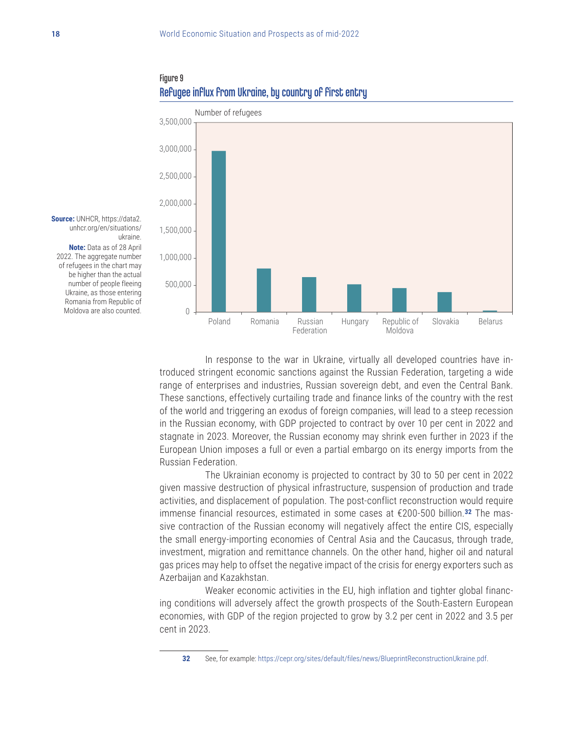**Figure 9**

**Refugee influx from Ukraine, by country of first entry**

**Source:** UNHCR, https://data2.unhcr.org/en/situations/ukraine.

**Note:** Data as of 28 April 2022. The aggregate number of refugees in the chart may be higher than the actual number of people fleeing Ukraine, as those entering Romania from Republic of Moldova are also counted.

In response to the war in Ukraine, virtually all developed countries have introduced stringent economic sanctions against the Russian Federation, targeting a wide range of enterprises and industries, Russian sovereign debt, and even the Central Bank. These sanctions, effectively curtailing trade and finance links of the country with the rest of the world and triggering an exodus of foreign companies, will lead to a steep recession in the Russian economy, with GDP projected to contract by over 10 per cent in 2022 and stagnate in 2023. Moreover, the Russian economy may shrink even further in 2023 if the European Union imposes a full or even a partial embargo on its energy imports from the Russian Federation.

The Ukrainian economy is projected to contract by 30 to 50 per cent in 2022 given massive destruction of physical infrastructure, suspension of production and trade activities, and displacement of population. The post-conflict reconstruction would require immense financial resources, estimated in some cases at €200-500 billion.[32] The massive contraction of the Russian economy will negatively affect the entire CIS, especially the small energy-importing economies of Central Asia and the Caucasus, through trade, investment, migration and remittance channels. On the other hand, higher oil and natural gas prices may help to offset the negative impact of the crisis for energy exporters such as Azerbaijan and Kazakhstan.

Weaker economic activities in the EU, high inflation and tighter global financing conditions will adversely affect the growth prospects of the South-Eastern European economies, with GDP of the region projected to grow by 3.2 per cent in 2022 and 3.5 per cent in 2023.

---

32 See, for example: https://cepr.org/sites/default/files/news/BlueprintReconstructionUkraine.pdf.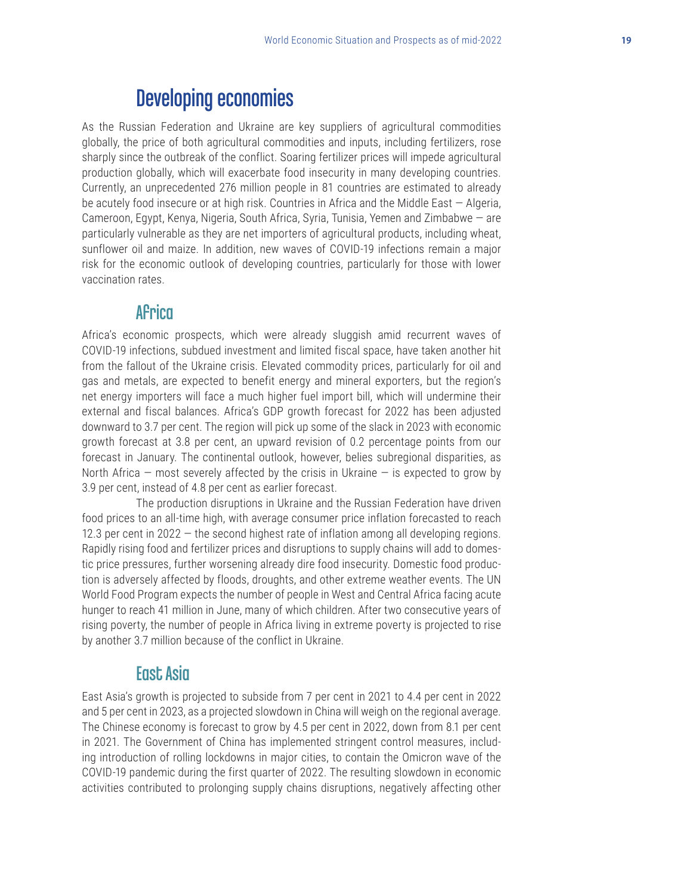# Developing economies

As the Russian Federation and Ukraine are key suppliers of agricultural commodities globally, the price of both agricultural commodities and inputs, including fertilizers, rose sharply since the outbreak of the conflict. Soaring fertilizer prices will impede agricultural production globally, which will exacerbate food insecurity in many developing countries. Currently, an unprecedented 276 million people in 81 countries are estimated to already be acutely food insecure or at high risk. Countries in Africa and the Middle East — Algeria, Cameroon, Egypt, Kenya, Nigeria, South Africa, Syria, Tunisia, Yemen and Zimbabwe — are particularly vulnerable as they are net importers of agricultural products, including wheat, sunflower oil and maize. In addition, new waves of COVID-19 infections remain a major risk for the economic outlook of developing countries, particularly for those with lower vaccination rates.

## Africa

Africa's economic prospects, which were already sluggish amid recurrent waves of COVID-19 infections, subdued investment and limited fiscal space, have taken another hit from the fallout of the Ukraine crisis. Elevated commodity prices, particularly for oil and gas and metals, are expected to benefit energy and mineral exporters, but the region's net energy importers will face a much higher fuel import bill, which will undermine their external and fiscal balances. Africa's GDP growth forecast for 2022 has been adjusted downward to 3.7 per cent. The region will pick up some of the slack in 2023 with economic growth forecast at 3.8 per cent, an upward revision of 0.2 percentage points from our forecast in January. The continental outlook, however, belies subregional disparities, as North Africa — most severely affected by the crisis in Ukraine — is expected to grow by 3.9 per cent, instead of 4.8 per cent as earlier forecast.

The production disruptions in Ukraine and the Russian Federation have driven food prices to an all-time high, with average consumer price inflation forecasted to reach 12.3 per cent in 2022 — the second highest rate of inflation among all developing regions. Rapidly rising food and fertilizer prices and disruptions to supply chains will add to domestic price pressures, further worsening already dire food insecurity. Domestic food production is adversely affected by floods, droughts, and other extreme weather events. The UN World Food Program expects the number of people in West and Central Africa facing acute hunger to reach 41 million in June, many of which children. After two consecutive years of rising poverty, the number of people in Africa living in extreme poverty is projected to rise by another 3.7 million because of the conflict in Ukraine.

## East Asia

East Asia's growth is projected to subside from 7 per cent in 2021 to 4.4 per cent in 2022 and 5 per cent in 2023, as a projected slowdown in China will weigh on the regional average. The Chinese economy is forecast to grow by 4.5 per cent in 2022, down from 8.1 per cent in 2021. The Government of China has implemented stringent control measures, including introduction of rolling lockdowns in major cities, to contain the Omicron wave of the COVID-19 pandemic during the first quarter of 2022. The resulting slowdown in economic activities contributed to prolonging supply chains disruptions, negatively affecting other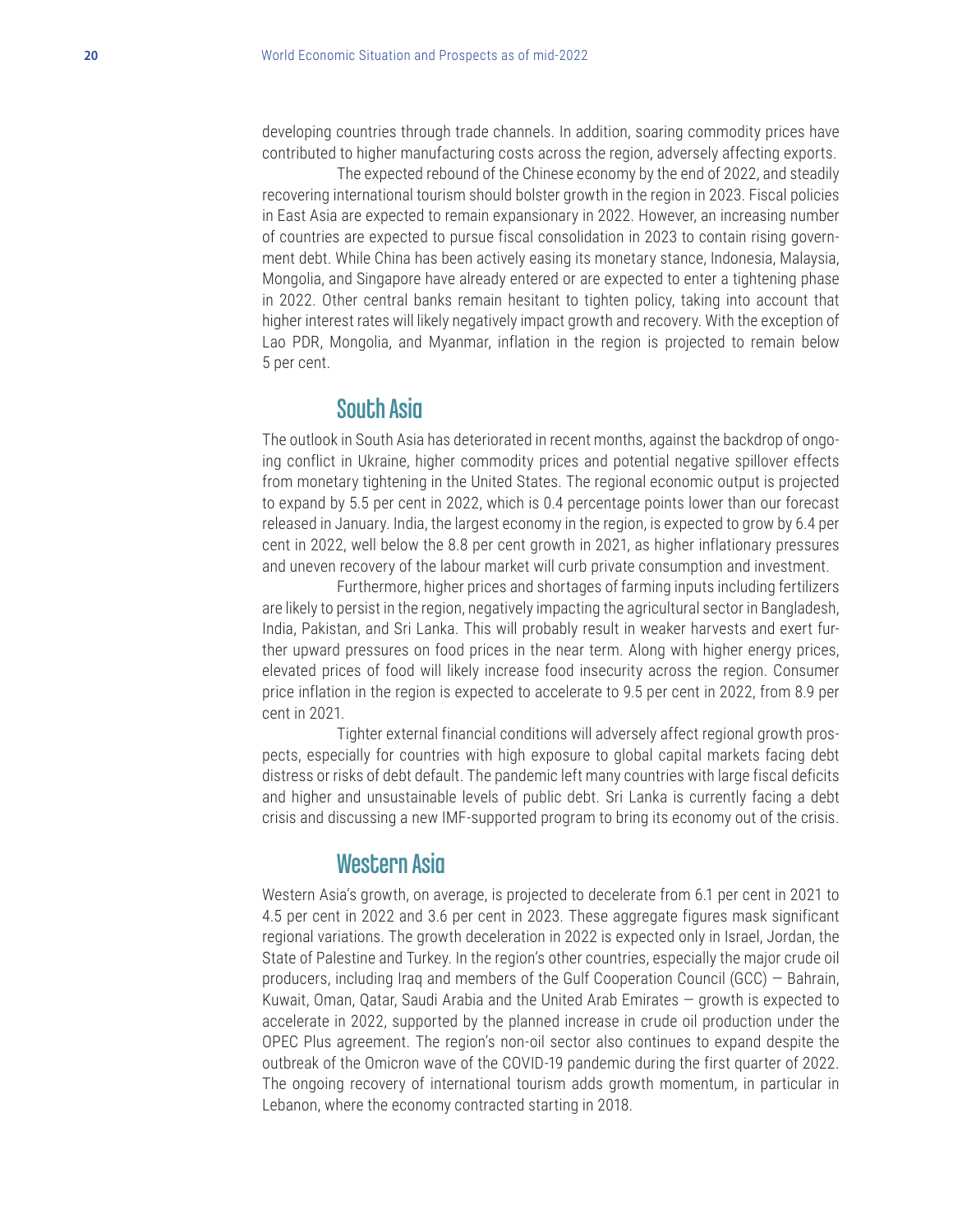developing countries through trade channels. In addition, soaring commodity prices have contributed to higher manufacturing costs across the region, adversely affecting exports.

The expected rebound of the Chinese economy by the end of 2022, and steadily recovering international tourism should bolster growth in the region in 2023. Fiscal policies in East Asia are expected to remain expansionary in 2022. However, an increasing number of countries are expected to pursue fiscal consolidation in 2023 to contain rising government debt. While China has been actively easing its monetary stance, Indonesia, Malaysia, Mongolia, and Singapore have already entered or are expected to enter a tightening phase in 2022. Other central banks remain hesitant to tighten policy, taking into account that higher interest rates will likely negatively impact growth and recovery. With the exception of Lao PDR, Mongolia, and Myanmar, inflation in the region is projected to remain below 5 per cent.

## South Asia

The outlook in South Asia has deteriorated in recent months, against the backdrop of ongoing conflict in Ukraine, higher commodity prices and potential negative spillover effects from monetary tightening in the United States. The regional economic output is projected to expand by 5.5 per cent in 2022, which is 0.4 percentage points lower than our forecast released in January. India, the largest economy in the region, is expected to grow by 6.4 per cent in 2022, well below the 8.8 per cent growth in 2021, as higher inflationary pressures and uneven recovery of the labour market will curb private consumption and investment.

Furthermore, higher prices and shortages of farming inputs including fertilizers are likely to persist in the region, negatively impacting the agricultural sector in Bangladesh, India, Pakistan, and Sri Lanka. This will probably result in weaker harvests and exert further upward pressures on food prices in the near term. Along with higher energy prices, elevated prices of food will likely increase food insecurity across the region. Consumer price inflation in the region is expected to accelerate to 9.5 per cent in 2022, from 8.9 per cent in 2021.

Tighter external financial conditions will adversely affect regional growth prospects, especially for countries with high exposure to global capital markets facing debt distress or risks of debt default. The pandemic left many countries with large fiscal deficits and higher and unsustainable levels of public debt. Sri Lanka is currently facing a debt crisis and discussing a new IMF-supported program to bring its economy out of the crisis.

## Western Asia

Western Asia's growth, on average, is projected to decelerate from 6.1 per cent in 2021 to 4.5 per cent in 2022 and 3.6 per cent in 2023. These aggregate figures mask significant regional variations. The growth deceleration in 2022 is expected only in Israel, Jordan, the State of Palestine and Turkey. In the region's other countries, especially the major crude oil producers, including Iraq and members of the Gulf Cooperation Council (GCC) — Bahrain, Kuwait, Oman, Qatar, Saudi Arabia and the United Arab Emirates — growth is expected to accelerate in 2022, supported by the planned increase in crude oil production under the OPEC Plus agreement. The region's non-oil sector also continues to expand despite the outbreak of the Omicron wave of the COVID-19 pandemic during the first quarter of 2022. The ongoing recovery of international tourism adds growth momentum, in particular in Lebanon, where the economy contracted starting in 2018.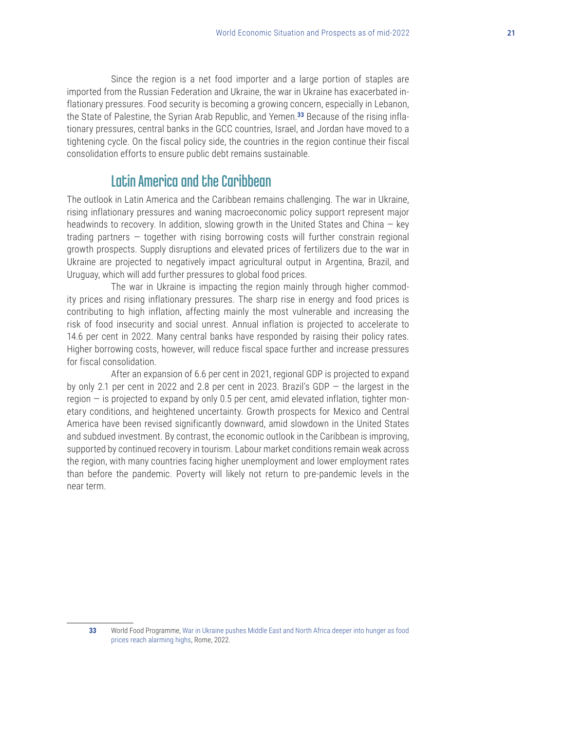Since the region is a net food importer and a large portion of staples are imported from the Russian Federation and Ukraine, the war in Ukraine has exacerbated inflationary pressures. Food security is becoming a growing concern, especially in Lebanon, the State of Palestine, the Syrian Arab Republic, and Yemen.[33] Because of the rising inflationary pressures, central banks in the GCC countries, Israel, and Jordan have moved to a tightening cycle. On the fiscal policy side, the countries in the region continue their fiscal consolidation efforts to ensure public debt remains sustainable.

## Latin America and the Caribbean

The outlook in Latin America and the Caribbean remains challenging. The war in Ukraine, rising inflationary pressures and waning macroeconomic policy support represent major headwinds to recovery. In addition, slowing growth in the United States and China — key trading partners — together with rising borrowing costs will further constrain regional growth prospects. Supply disruptions and elevated prices of fertilizers due to the war in Ukraine are projected to negatively impact agricultural output in Argentina, Brazil, and Uruguay, which will add further pressures to global food prices.

The war in Ukraine is impacting the region mainly through higher commodity prices and rising inflationary pressures. The sharp rise in energy and food prices is contributing to high inflation, affecting mainly the most vulnerable and increasing the risk of food insecurity and social unrest. Annual inflation is projected to accelerate to 14.6 per cent in 2022. Many central banks have responded by raising their policy rates. Higher borrowing costs, however, will reduce fiscal space further and increase pressures for fiscal consolidation.

After an expansion of 6.6 per cent in 2021, regional GDP is projected to expand by only 2.1 per cent in 2022 and 2.8 per cent in 2023. Brazil's GDP — the largest in the region — is projected to expand by only 0.5 per cent, amid elevated inflation, tighter monetary conditions, and heightened uncertainty. Growth prospects for Mexico and Central America have been revised significantly downward, amid slowdown in the United States and subdued investment. By contrast, the economic outlook in the Caribbean is improving, supported by continued recovery in tourism. Labour market conditions remain weak across the region, with many countries facing higher unemployment and lower employment rates than before the pandemic. Poverty will likely not return to pre-pandemic levels in the near term.

---

[33] World Food Programme, War in Ukraine pushes Middle East and North Africa deeper into hunger as food prices reach alarming highs, Rome, 2022.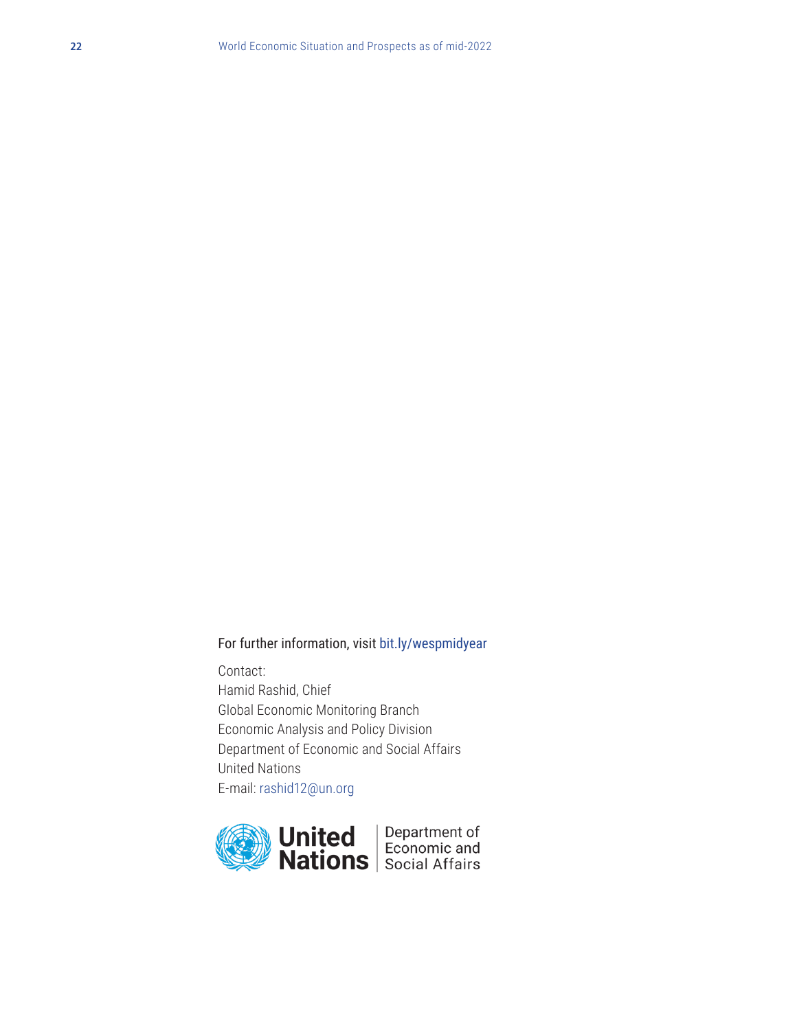For further information, visit bit.ly/wespmidyear

Contact:
Hamid Rashid, Chief
Global Economic Monitoring Branch
Economic Analysis and Policy Division
Department of Economic and Social Affairs
United Nations
E-mail: rashid12@un.org

United Nations | Department of Economic and Social Affairs